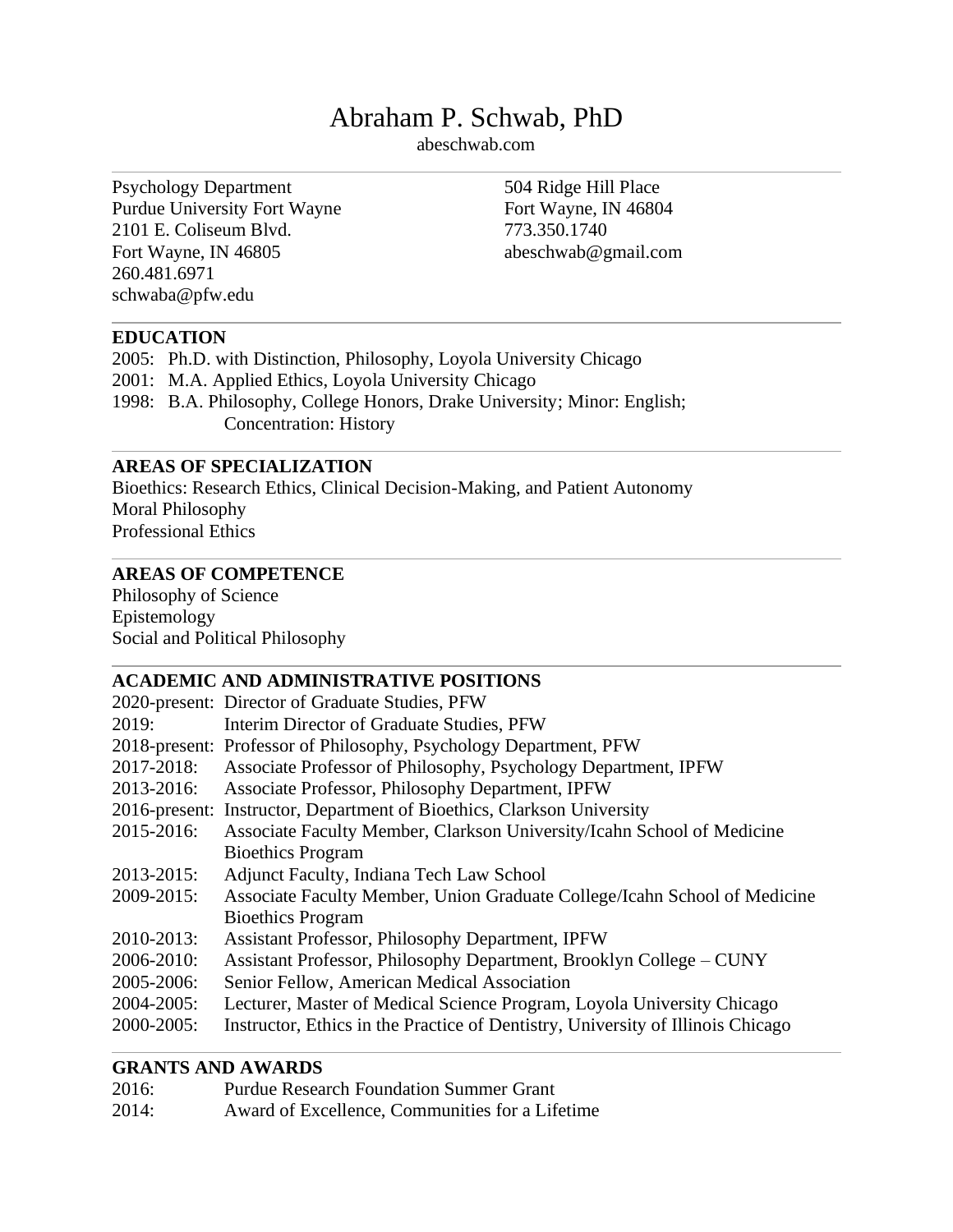# Abraham P. Schwab, PhD

abeschwab.com

Psychology Department
Purdue University Fort Wayne
2101 E. Coliseum Blvd.
Fort Wayne, IN 46805
260.481.6971
schwaba@pfw.edu

504 Ridge Hill Place
Fort Wayne, IN 46804
773.350.1740
abeschwab@gmail.com

## EDUCATION

2005: Ph.D. with Distinction, Philosophy, Loyola University Chicago
2001: M.A. Applied Ethics, Loyola University Chicago
1998: B.A. Philosophy, College Honors, Drake University; Minor: English; Concentration: History

## AREAS OF SPECIALIZATION

Bioethics: Research Ethics, Clinical Decision-Making, and Patient Autonomy
Moral Philosophy
Professional Ethics

## AREAS OF COMPETENCE

Philosophy of Science
Epistemology
Social and Political Philosophy

## ACADEMIC AND ADMINISTRATIVE POSITIONS

2020-present: Director of Graduate Studies, PFW
2019: Interim Director of Graduate Studies, PFW
2018-present: Professor of Philosophy, Psychology Department, PFW
2017-2018: Associate Professor of Philosophy, Psychology Department, IPFW
2013-2016: Associate Professor, Philosophy Department, IPFW
2016-present: Instructor, Department of Bioethics, Clarkson University
2015-2016: Associate Faculty Member, Clarkson University/Icahn School of Medicine Bioethics Program
2013-2015: Adjunct Faculty, Indiana Tech Law School
2009-2015: Associate Faculty Member, Union Graduate College/Icahn School of Medicine Bioethics Program
2010-2013: Assistant Professor, Philosophy Department, IPFW
2006-2010: Assistant Professor, Philosophy Department, Brooklyn College – CUNY
2005-2006: Senior Fellow, American Medical Association
2004-2005: Lecturer, Master of Medical Science Program, Loyola University Chicago
2000-2005: Instructor, Ethics in the Practice of Dentistry, University of Illinois Chicago

## GRANTS AND AWARDS

2016: Purdue Research Foundation Summer Grant
2014: Award of Excellence, Communities for a Lifetime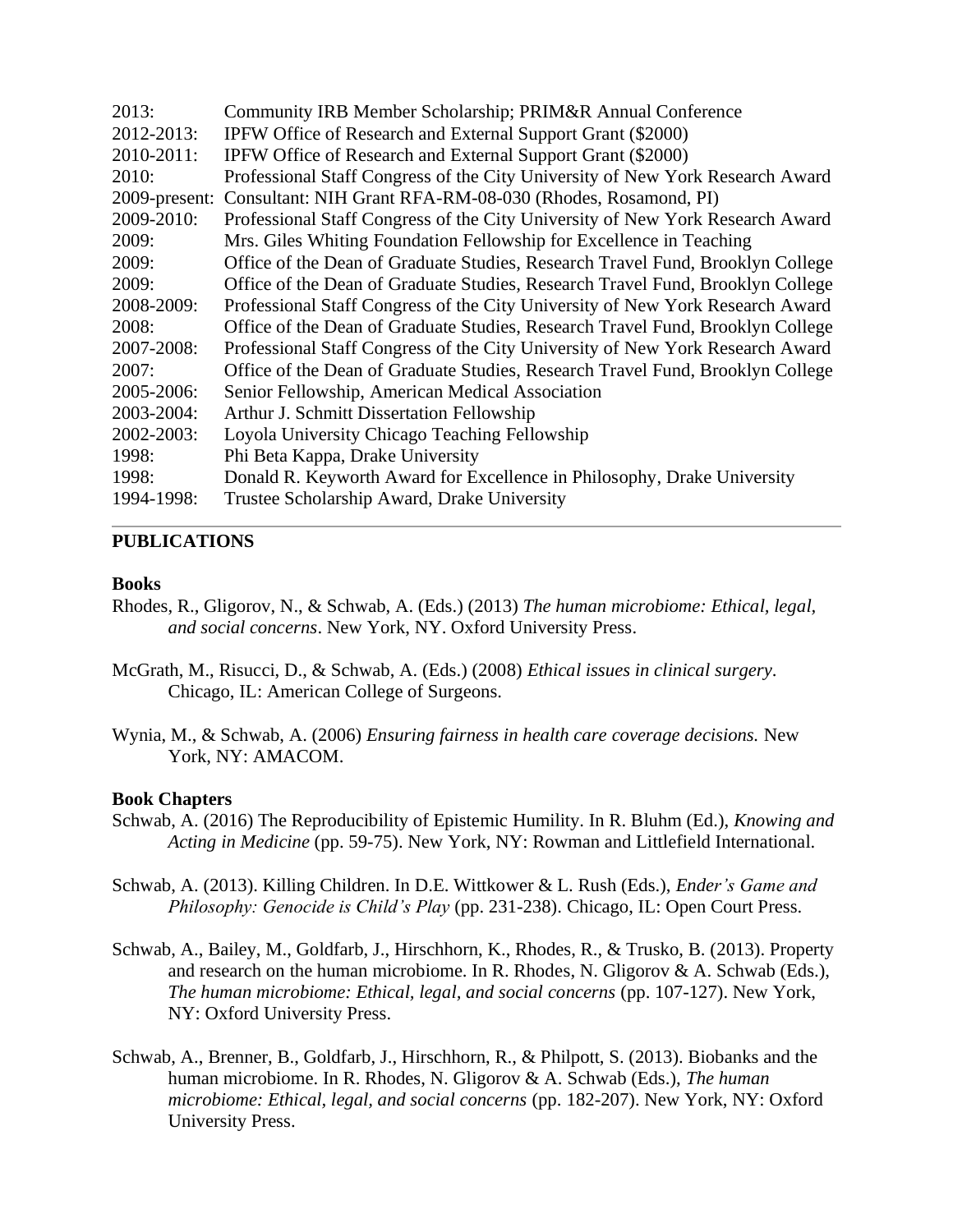2013: Community IRB Member Scholarship; PRIM&R Annual Conference
2012-2013: IPFW Office of Research and External Support Grant ($2000)
2010-2011: IPFW Office of Research and External Support Grant ($2000)
2010: Professional Staff Congress of the City University of New York Research Award
2009-present: Consultant: NIH Grant RFA-RM-08-030 (Rhodes, Rosamond, PI)
2009-2010: Professional Staff Congress of the City University of New York Research Award
2009: Mrs. Giles Whiting Foundation Fellowship for Excellence in Teaching
2009: Office of the Dean of Graduate Studies, Research Travel Fund, Brooklyn College
2009: Office of the Dean of Graduate Studies, Research Travel Fund, Brooklyn College
2008-2009: Professional Staff Congress of the City University of New York Research Award
2008: Office of the Dean of Graduate Studies, Research Travel Fund, Brooklyn College
2007-2008: Professional Staff Congress of the City University of New York Research Award
2007: Office of the Dean of Graduate Studies, Research Travel Fund, Brooklyn College
2005-2006: Senior Fellowship, American Medical Association
2003-2004: Arthur J. Schmitt Dissertation Fellowship
2002-2003: Loyola University Chicago Teaching Fellowship
1998: Phi Beta Kappa, Drake University
1998: Donald R. Keyworth Award for Excellence in Philosophy, Drake University
1994-1998: Trustee Scholarship Award, Drake University

---

## PUBLICATIONS

### Books

Rhodes, R., Gligorov, N., & Schwab, A. (Eds.) (2013) *The human microbiome: Ethical, legal, and social concerns*. New York, NY. Oxford University Press.

McGrath, M., Risucci, D., & Schwab, A. (Eds.) (2008) *Ethical issues in clinical surgery*. Chicago, IL: American College of Surgeons.

Wynia, M., & Schwab, A. (2006) *Ensuring fairness in health care coverage decisions.* New York, NY: AMACOM.

### Book Chapters

Schwab, A. (2016) The Reproducibility of Epistemic Humility. In R. Bluhm (Ed.), *Knowing and Acting in Medicine* (pp. 59-75). New York, NY: Rowman and Littlefield International.

Schwab, A. (2013). Killing Children. In D.E. Wittkower & L. Rush (Eds.), *Ender's Game and Philosophy: Genocide is Child's Play* (pp. 231-238). Chicago, IL: Open Court Press.

Schwab, A., Bailey, M., Goldfarb, J., Hirschhorn, K., Rhodes, R., & Trusko, B. (2013). Property and research on the human microbiome. In R. Rhodes, N. Gligorov & A. Schwab (Eds.), *The human microbiome: Ethical, legal, and social concerns* (pp. 107-127). New York, NY: Oxford University Press.

Schwab, A., Brenner, B., Goldfarb, J., Hirschhorn, R., & Philpott, S. (2013). Biobanks and the human microbiome. In R. Rhodes, N. Gligorov & A. Schwab (Eds.), *The human microbiome: Ethical, legal, and social concerns* (pp. 182-207). New York, NY: Oxford University Press.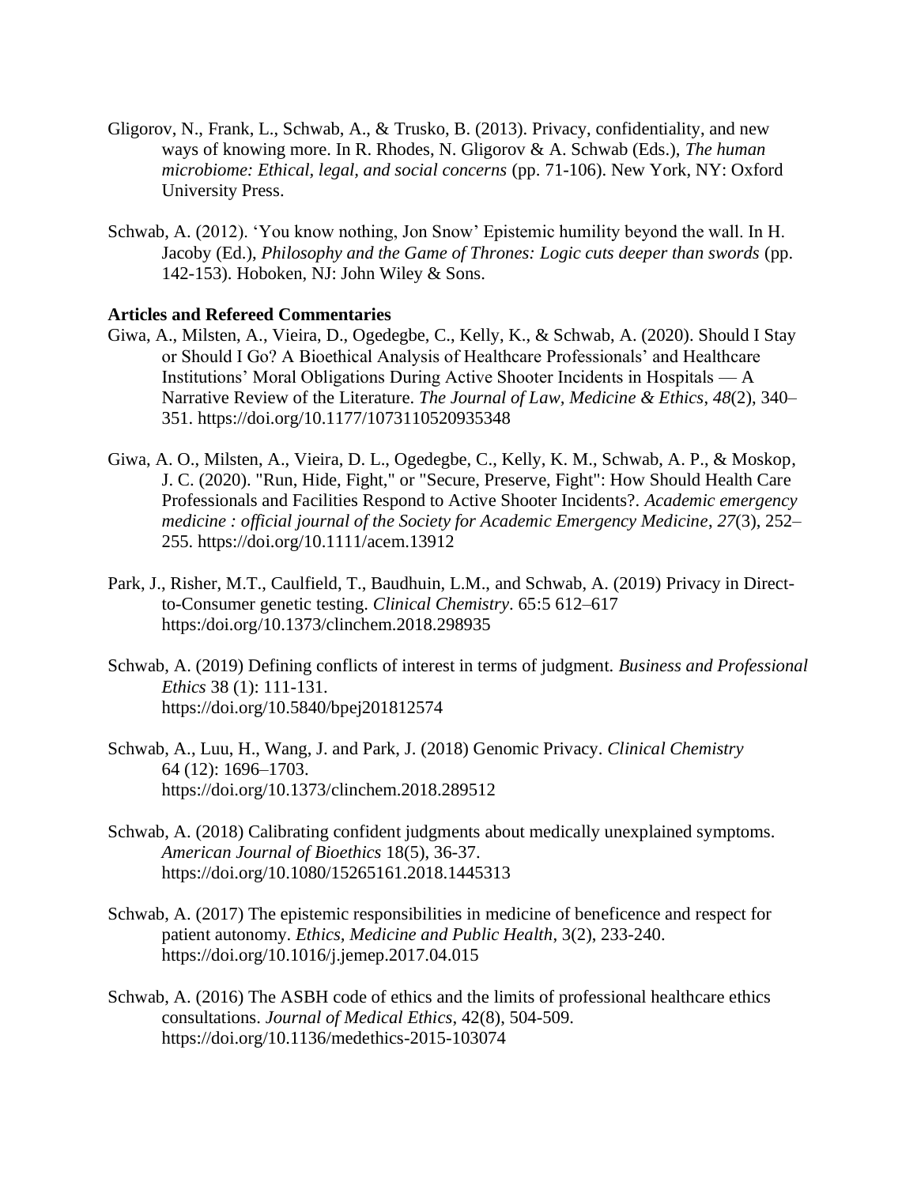Gligorov, N., Frank, L., Schwab, A., & Trusko, B. (2013). Privacy, confidentiality, and new ways of knowing more. In R. Rhodes, N. Gligorov & A. Schwab (Eds.), *The human microbiome: Ethical, legal, and social concerns* (pp. 71-106). New York, NY: Oxford University Press.

Schwab, A. (2012). 'You know nothing, Jon Snow' Epistemic humility beyond the wall. In H. Jacoby (Ed.), *Philosophy and the Game of Thrones: Logic cuts deeper than swords* (pp. 142-153). Hoboken, NJ: John Wiley & Sons.

**Articles and Refereed Commentaries**

Giwa, A., Milsten, A., Vieira, D., Ogedegbe, C., Kelly, K., & Schwab, A. (2020). Should I Stay or Should I Go? A Bioethical Analysis of Healthcare Professionals' and Healthcare Institutions' Moral Obligations During Active Shooter Incidents in Hospitals — A Narrative Review of the Literature. *The Journal of Law, Medicine & Ethics*, *48*(2), 340–351. https://doi.org/10.1177/1073110520935348

Giwa, A. O., Milsten, A., Vieira, D. L., Ogedegbe, C., Kelly, K. M., Schwab, A. P., & Moskop, J. C. (2020). "Run, Hide, Fight," or "Secure, Preserve, Fight": How Should Health Care Professionals and Facilities Respond to Active Shooter Incidents?. *Academic emergency medicine : official journal of the Society for Academic Emergency Medicine*, *27*(3), 252–255. https://doi.org/10.1111/acem.13912

Park, J., Risher, M.T., Caulfield, T., Baudhuin, L.M., and Schwab, A. (2019) Privacy in Direct-to-Consumer genetic testing. *Clinical Chemistry*. 65:5 612–617 https:/doi.org/10.1373/clinchem.2018.298935

Schwab, A. (2019) Defining conflicts of interest in terms of judgment. *Business and Professional Ethics* 38 (1): 111-131. https://doi.org/10.5840/bpej201812574

Schwab, A., Luu, H., Wang, J. and Park, J. (2018) Genomic Privacy. *Clinical Chemistry* 64 (12): 1696–1703. https://doi.org/10.1373/clinchem.2018.289512

Schwab, A. (2018) Calibrating confident judgments about medically unexplained symptoms. *American Journal of Bioethics* 18(5), 36-37. https://doi.org/10.1080/15265161.2018.1445313

Schwab, A. (2017) The epistemic responsibilities in medicine of beneficence and respect for patient autonomy. *Ethics, Medicine and Public Health*, 3(2), 233-240. https://doi.org/10.1016/j.jemep.2017.04.015

Schwab, A. (2016) The ASBH code of ethics and the limits of professional healthcare ethics consultations. *Journal of Medical Ethics*, 42(8), 504-509. https://doi.org/10.1136/medethics-2015-103074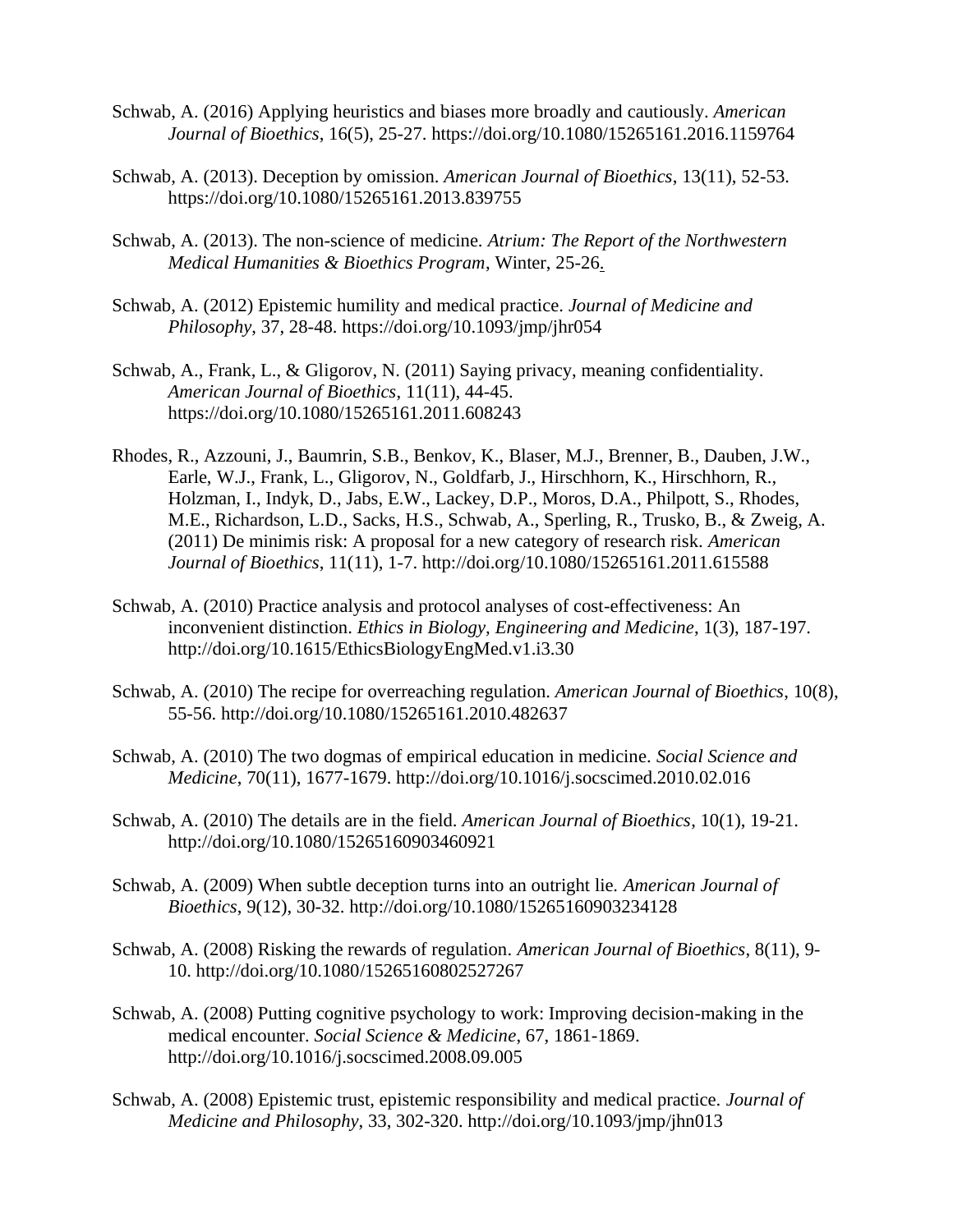Schwab, A. (2016) Applying heuristics and biases more broadly and cautiously. *American Journal of Bioethics*, 16(5), 25-27. https://doi.org/10.1080/15265161.2016.1159764

Schwab, A. (2013). Deception by omission. *American Journal of Bioethics*, 13(11), 52-53. https://doi.org/10.1080/15265161.2013.839755

Schwab, A. (2013). The non-science of medicine. *Atrium: The Report of the Northwestern Medical Humanities & Bioethics Program*, Winter, 25-26.

Schwab, A. (2012) Epistemic humility and medical practice. *Journal of Medicine and Philosophy*, 37, 28-48. https://doi.org/10.1093/jmp/jhr054

Schwab, A., Frank, L., & Gligorov, N. (2011) Saying privacy, meaning confidentiality. *American Journal of Bioethics*, 11(11), 44-45. https://doi.org/10.1080/15265161.2011.608243

Rhodes, R., Azzouni, J., Baumrin, S.B., Benkov, K., Blaser, M.J., Brenner, B., Dauben, J.W., Earle, W.J., Frank, L., Gligorov, N., Goldfarb, J., Hirschhorn, K., Hirschhorn, R., Holzman, I., Indyk, D., Jabs, E.W., Lackey, D.P., Moros, D.A., Philpott, S., Rhodes, M.E., Richardson, L.D., Sacks, H.S., Schwab, A., Sperling, R., Trusko, B., & Zweig, A. (2011) De minimis risk: A proposal for a new category of research risk. *American Journal of Bioethics*, 11(11), 1-7. http://doi.org/10.1080/15265161.2011.615588

Schwab, A. (2010) Practice analysis and protocol analyses of cost-effectiveness: An inconvenient distinction. *Ethics in Biology, Engineering and Medicine*, 1(3), 187-197. http://doi.org/10.1615/EthicsBiologyEngMed.v1.i3.30

Schwab, A. (2010) The recipe for overreaching regulation. *American Journal of Bioethics*, 10(8), 55-56. http://doi.org/10.1080/15265161.2010.482637

Schwab, A. (2010) The two dogmas of empirical education in medicine. *Social Science and Medicine*, 70(11), 1677-1679. http://doi.org/10.1016/j.socscimed.2010.02.016

Schwab, A. (2010) The details are in the field. *American Journal of Bioethics*, 10(1), 19-21. http://doi.org/10.1080/15265160903460921

Schwab, A. (2009) When subtle deception turns into an outright lie. *American Journal of Bioethics*, 9(12), 30-32. http://doi.org/10.1080/15265160903234128

Schwab, A. (2008) Risking the rewards of regulation. *American Journal of Bioethics*, 8(11), 9-10. http://doi.org/10.1080/15265160802527267

Schwab, A. (2008) Putting cognitive psychology to work: Improving decision-making in the medical encounter. *Social Science & Medicine*, 67, 1861-1869. http://doi.org/10.1016/j.socscimed.2008.09.005

Schwab, A. (2008) Epistemic trust, epistemic responsibility and medical practice. *Journal of Medicine and Philosophy*, 33, 302-320. http://doi.org/10.1093/jmp/jhn013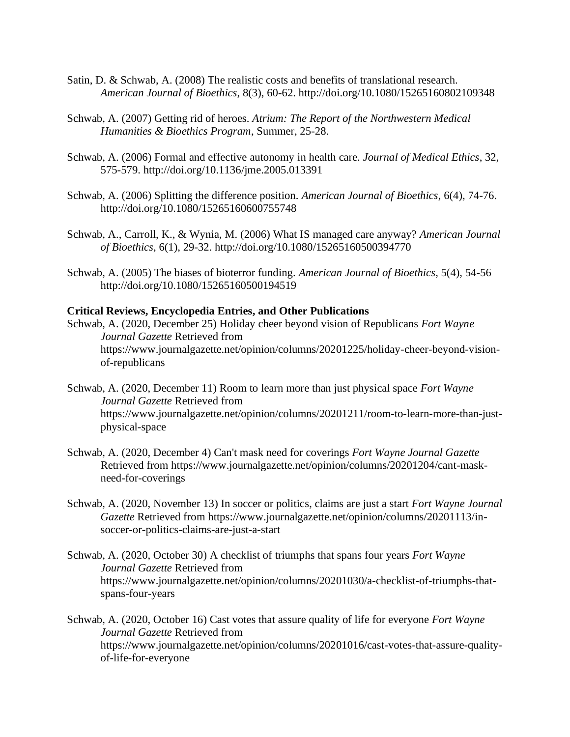Satin, D. & Schwab, A. (2008) The realistic costs and benefits of translational research. *American Journal of Bioethics,* 8(3), 60-62. http://doi.org/10.1080/15265160802109348

Schwab, A. (2007) Getting rid of heroes. *Atrium: The Report of the Northwestern Medical Humanities & Bioethics Program*, Summer, 25-28.

Schwab, A. (2006) Formal and effective autonomy in health care. *Journal of Medical Ethics*, 32, 575-579. http://doi.org/10.1136/jme.2005.013391

Schwab, A. (2006) Splitting the difference position. *American Journal of Bioethics*, 6(4), 74-76. http://doi.org/10.1080/15265160600755748

Schwab, A., Carroll, K., & Wynia, M. (2006) What IS managed care anyway? *American Journal of Bioethics*, 6(1), 29-32. http://doi.org/10.1080/15265160500394770

Schwab, A. (2005) The biases of bioterror funding. *American Journal of Bioethics*, 5(4), 54-56 http://doi.org/10.1080/15265160500194519

**Critical Reviews, Encyclopedia Entries, and Other Publications**

Schwab, A. (2020, December 25) Holiday cheer beyond vision of Republicans *Fort Wayne Journal Gazette* Retrieved from https://www.journalgazette.net/opinion/columns/20201225/holiday-cheer-beyond-vision-of-republicans

Schwab, A. (2020, December 11) Room to learn more than just physical space *Fort Wayne Journal Gazette* Retrieved from https://www.journalgazette.net/opinion/columns/20201211/room-to-learn-more-than-just-physical-space

Schwab, A. (2020, December 4) Can't mask need for coverings *Fort Wayne Journal Gazette* Retrieved from https://www.journalgazette.net/opinion/columns/20201204/cant-mask-need-for-coverings

Schwab, A. (2020, November 13) In soccer or politics, claims are just a start *Fort Wayne Journal Gazette* Retrieved from https://www.journalgazette.net/opinion/columns/20201113/in-soccer-or-politics-claims-are-just-a-start

Schwab, A. (2020, October 30) A checklist of triumphs that spans four years *Fort Wayne Journal Gazette* Retrieved from https://www.journalgazette.net/opinion/columns/20201030/a-checklist-of-triumphs-that-spans-four-years

Schwab, A. (2020, October 16) Cast votes that assure quality of life for everyone *Fort Wayne Journal Gazette* Retrieved from https://www.journalgazette.net/opinion/columns/20201016/cast-votes-that-assure-quality-of-life-for-everyone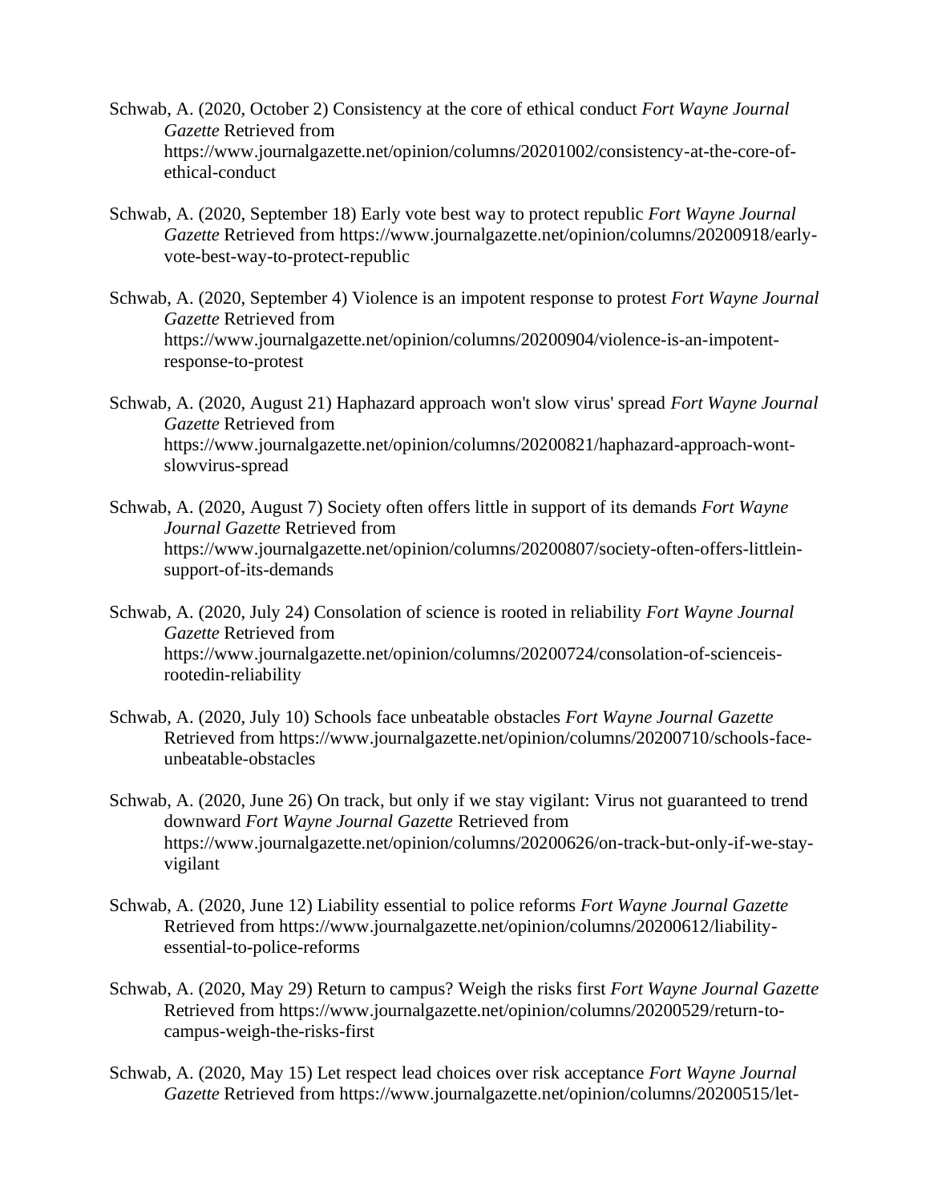Schwab, A. (2020, October 2) Consistency at the core of ethical conduct *Fort Wayne Journal Gazette* Retrieved from https://www.journalgazette.net/opinion/columns/20201002/consistency-at-the-core-of-ethical-conduct

Schwab, A. (2020, September 18) Early vote best way to protect republic *Fort Wayne Journal Gazette* Retrieved from https://www.journalgazette.net/opinion/columns/20200918/early-vote-best-way-to-protect-republic

Schwab, A. (2020, September 4) Violence is an impotent response to protest *Fort Wayne Journal Gazette* Retrieved from https://www.journalgazette.net/opinion/columns/20200904/violence-is-an-impotent-response-to-protest

Schwab, A. (2020, August 21) Haphazard approach won't slow virus' spread *Fort Wayne Journal Gazette* Retrieved from https://www.journalgazette.net/opinion/columns/20200821/haphazard-approach-wont-slowvirus-spread

Schwab, A. (2020, August 7) Society often offers little in support of its demands *Fort Wayne Journal Gazette* Retrieved from https://www.journalgazette.net/opinion/columns/20200807/society-often-offers-littlein-support-of-its-demands

Schwab, A. (2020, July 24) Consolation of science is rooted in reliability *Fort Wayne Journal Gazette* Retrieved from https://www.journalgazette.net/opinion/columns/20200724/consolation-of-scienceis-rootedin-reliability

Schwab, A. (2020, July 10) Schools face unbeatable obstacles *Fort Wayne Journal Gazette* Retrieved from https://www.journalgazette.net/opinion/columns/20200710/schools-face-unbeatable-obstacles

Schwab, A. (2020, June 26) On track, but only if we stay vigilant: Virus not guaranteed to trend downward *Fort Wayne Journal Gazette* Retrieved from https://www.journalgazette.net/opinion/columns/20200626/on-track-but-only-if-we-stay-vigilant

Schwab, A. (2020, June 12) Liability essential to police reforms *Fort Wayne Journal Gazette* Retrieved from https://www.journalgazette.net/opinion/columns/20200612/liability-essential-to-police-reforms

Schwab, A. (2020, May 29) Return to campus? Weigh the risks first *Fort Wayne Journal Gazette* Retrieved from https://www.journalgazette.net/opinion/columns/20200529/return-to-campus-weigh-the-risks-first

Schwab, A. (2020, May 15) Let respect lead choices over risk acceptance *Fort Wayne Journal Gazette* Retrieved from https://www.journalgazette.net/opinion/columns/20200515/let-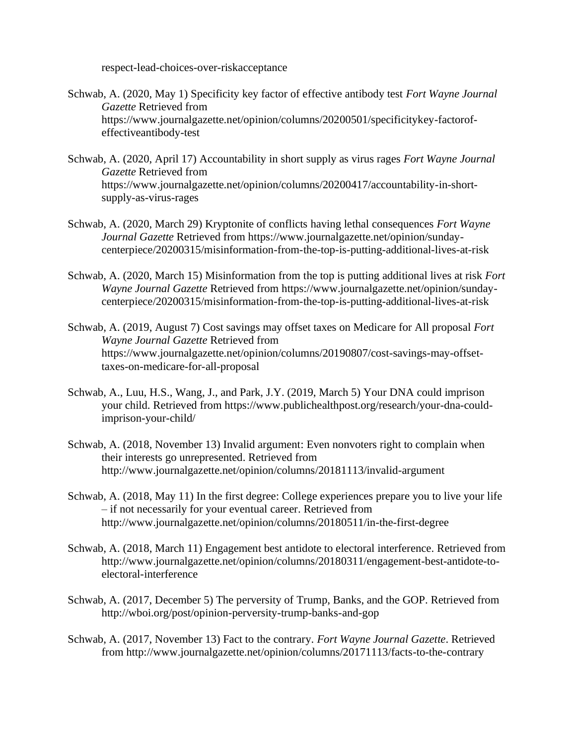respect-lead-choices-over-riskacceptance

Schwab, A. (2020, May 1) Specificity key factor of effective antibody test *Fort Wayne Journal Gazette* Retrieved from https://www.journalgazette.net/opinion/columns/20200501/specificitykey-factorof-effectiveantibody-test

Schwab, A. (2020, April 17) Accountability in short supply as virus rages *Fort Wayne Journal Gazette* Retrieved from https://www.journalgazette.net/opinion/columns/20200417/accountability-in-short-supply-as-virus-rages

Schwab, A. (2020, March 29) Kryptonite of conflicts having lethal consequences *Fort Wayne Journal Gazette* Retrieved from https://www.journalgazette.net/opinion/sunday-centerpiece/20200315/misinformation-from-the-top-is-putting-additional-lives-at-risk

Schwab, A. (2020, March 15) Misinformation from the top is putting additional lives at risk *Fort Wayne Journal Gazette* Retrieved from https://www.journalgazette.net/opinion/sunday-centerpiece/20200315/misinformation-from-the-top-is-putting-additional-lives-at-risk

Schwab, A. (2019, August 7) Cost savings may offset taxes on Medicare for All proposal *Fort Wayne Journal Gazette* Retrieved from https://www.journalgazette.net/opinion/columns/20190807/cost-savings-may-offset-taxes-on-medicare-for-all-proposal

Schwab, A., Luu, H.S., Wang, J., and Park, J.Y. (2019, March 5) Your DNA could imprison your child. Retrieved from https://www.publichealthpost.org/research/your-dna-could-imprison-your-child/

Schwab, A. (2018, November 13) Invalid argument: Even nonvoters right to complain when their interests go unrepresented. Retrieved from http://www.journalgazette.net/opinion/columns/20181113/invalid-argument

Schwab, A. (2018, May 11) In the first degree: College experiences prepare you to live your life – if not necessarily for your eventual career. Retrieved from http://www.journalgazette.net/opinion/columns/20180511/in-the-first-degree

Schwab, A. (2018, March 11) Engagement best antidote to electoral interference. Retrieved from http://www.journalgazette.net/opinion/columns/20180311/engagement-best-antidote-to-electoral-interference

Schwab, A. (2017, December 5) The perversity of Trump, Banks, and the GOP. Retrieved from http://wboi.org/post/opinion-perversity-trump-banks-and-gop

Schwab, A. (2017, November 13) Fact to the contrary. *Fort Wayne Journal Gazette*. Retrieved from http://www.journalgazette.net/opinion/columns/20171113/facts-to-the-contrary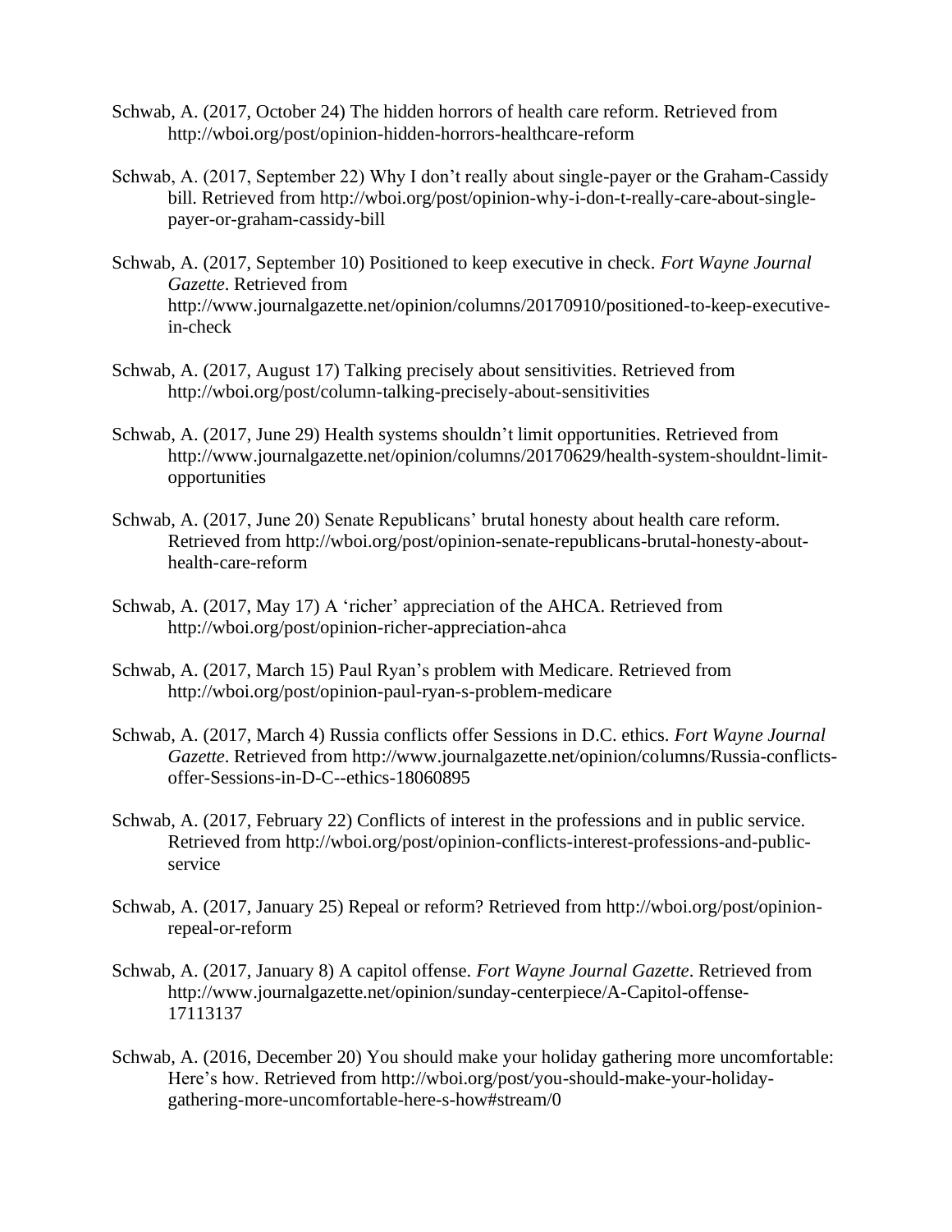Schwab, A. (2017, October 24) The hidden horrors of health care reform. Retrieved from http://wboi.org/post/opinion-hidden-horrors-healthcare-reform

Schwab, A. (2017, September 22) Why I don't really about single-payer or the Graham-Cassidy bill. Retrieved from http://wboi.org/post/opinion-why-i-don-t-really-care-about-single-payer-or-graham-cassidy-bill

Schwab, A. (2017, September 10) Positioned to keep executive in check. *Fort Wayne Journal Gazette*. Retrieved from http://www.journalgazette.net/opinion/columns/20170910/positioned-to-keep-executive-in-check

Schwab, A. (2017, August 17) Talking precisely about sensitivities. Retrieved from http://wboi.org/post/column-talking-precisely-about-sensitivities

Schwab, A. (2017, June 29) Health systems shouldn't limit opportunities. Retrieved from http://www.journalgazette.net/opinion/columns/20170629/health-system-shouldnt-limit-opportunities

Schwab, A. (2017, June 20) Senate Republicans' brutal honesty about health care reform. Retrieved from http://wboi.org/post/opinion-senate-republicans-brutal-honesty-about-health-care-reform

Schwab, A. (2017, May 17) A 'richer' appreciation of the AHCA. Retrieved from http://wboi.org/post/opinion-richer-appreciation-ahca

Schwab, A. (2017, March 15) Paul Ryan's problem with Medicare. Retrieved from http://wboi.org/post/opinion-paul-ryan-s-problem-medicare

Schwab, A. (2017, March 4) Russia conflicts offer Sessions in D.C. ethics. *Fort Wayne Journal Gazette*. Retrieved from http://www.journalgazette.net/opinion/columns/Russia-conflicts-offer-Sessions-in-D-C--ethics-18060895

Schwab, A. (2017, February 22) Conflicts of interest in the professions and in public service. Retrieved from http://wboi.org/post/opinion-conflicts-interest-professions-and-public-service

Schwab, A. (2017, January 25) Repeal or reform? Retrieved from http://wboi.org/post/opinion-repeal-or-reform

Schwab, A. (2017, January 8) A capitol offense. *Fort Wayne Journal Gazette*. Retrieved from http://www.journalgazette.net/opinion/sunday-centerpiece/A-Capitol-offense-17113137

Schwab, A. (2016, December 20) You should make your holiday gathering more uncomfortable: Here's how. Retrieved from http://wboi.org/post/you-should-make-your-holiday-gathering-more-uncomfortable-here-s-how#stream/0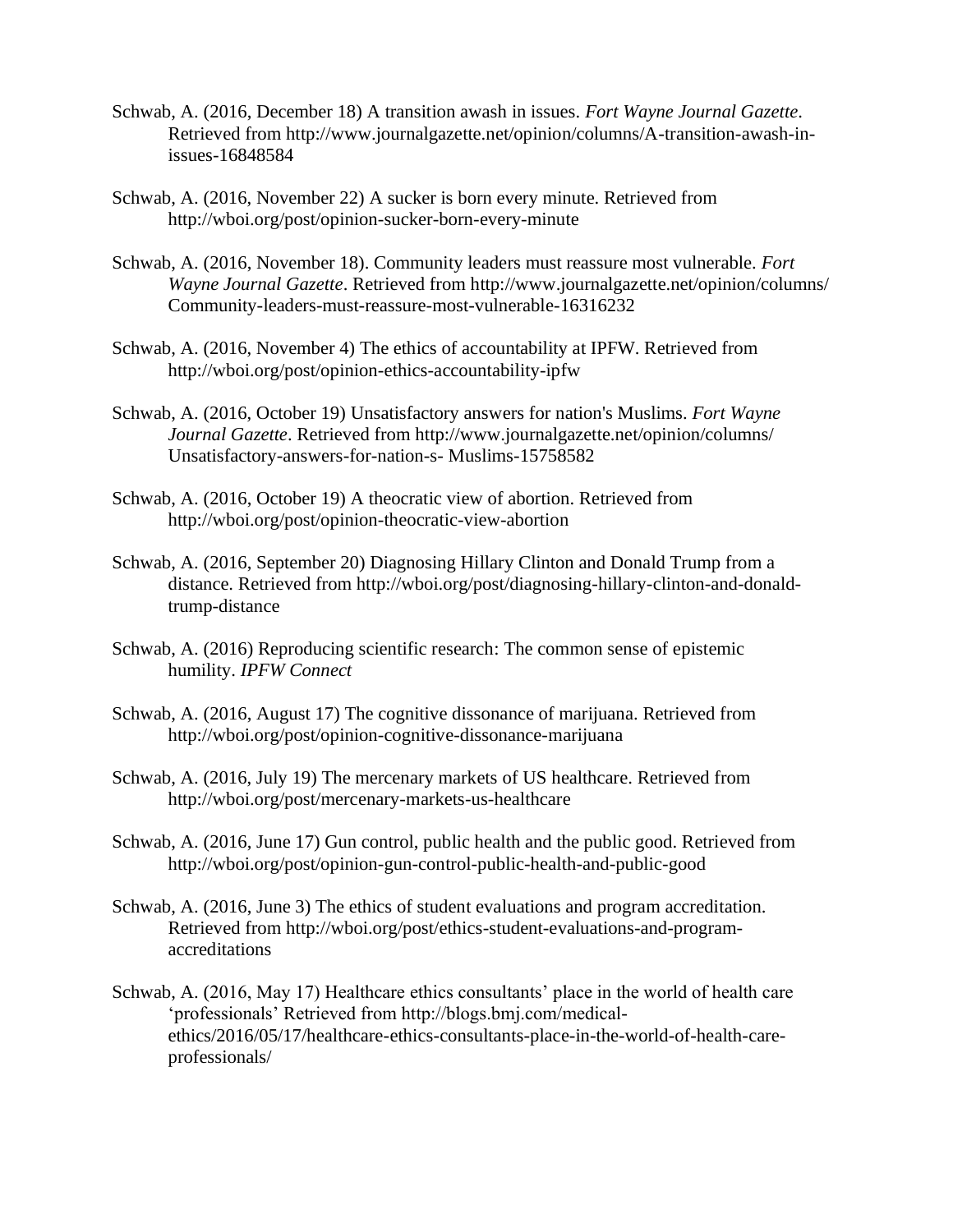Schwab, A. (2016, December 18) A transition awash in issues. *Fort Wayne Journal Gazette*. Retrieved from http://www.journalgazette.net/opinion/columns/A-transition-awash-in-issues-16848584

Schwab, A. (2016, November 22) A sucker is born every minute. Retrieved from http://wboi.org/post/opinion-sucker-born-every-minute

Schwab, A. (2016, November 18). Community leaders must reassure most vulnerable. *Fort Wayne Journal Gazette*. Retrieved from http://www.journalgazette.net/opinion/columns/ Community-leaders-must-reassure-most-vulnerable-16316232

Schwab, A. (2016, November 4) The ethics of accountability at IPFW. Retrieved from http://wboi.org/post/opinion-ethics-accountability-ipfw

Schwab, A. (2016, October 19) Unsatisfactory answers for nation's Muslims. *Fort Wayne Journal Gazette*. Retrieved from http://www.journalgazette.net/opinion/columns/ Unsatisfactory-answers-for-nation-s- Muslims-15758582

Schwab, A. (2016, October 19) A theocratic view of abortion. Retrieved from http://wboi.org/post/opinion-theocratic-view-abortion

Schwab, A. (2016, September 20) Diagnosing Hillary Clinton and Donald Trump from a distance. Retrieved from http://wboi.org/post/diagnosing-hillary-clinton-and-donald-trump-distance

Schwab, A. (2016) Reproducing scientific research: The common sense of epistemic humility. *IPFW Connect*

Schwab, A. (2016, August 17) The cognitive dissonance of marijuana. Retrieved from http://wboi.org/post/opinion-cognitive-dissonance-marijuana

Schwab, A. (2016, July 19) The mercenary markets of US healthcare. Retrieved from http://wboi.org/post/mercenary-markets-us-healthcare

Schwab, A. (2016, June 17) Gun control, public health and the public good. Retrieved from http://wboi.org/post/opinion-gun-control-public-health-and-public-good

Schwab, A. (2016, June 3) The ethics of student evaluations and program accreditation. Retrieved from http://wboi.org/post/ethics-student-evaluations-and-program-accreditations

Schwab, A. (2016, May 17) Healthcare ethics consultants' place in the world of health care 'professionals' Retrieved from http://blogs.bmj.com/medical-ethics/2016/05/17/healthcare-ethics-consultants-place-in-the-world-of-health-care-professionals/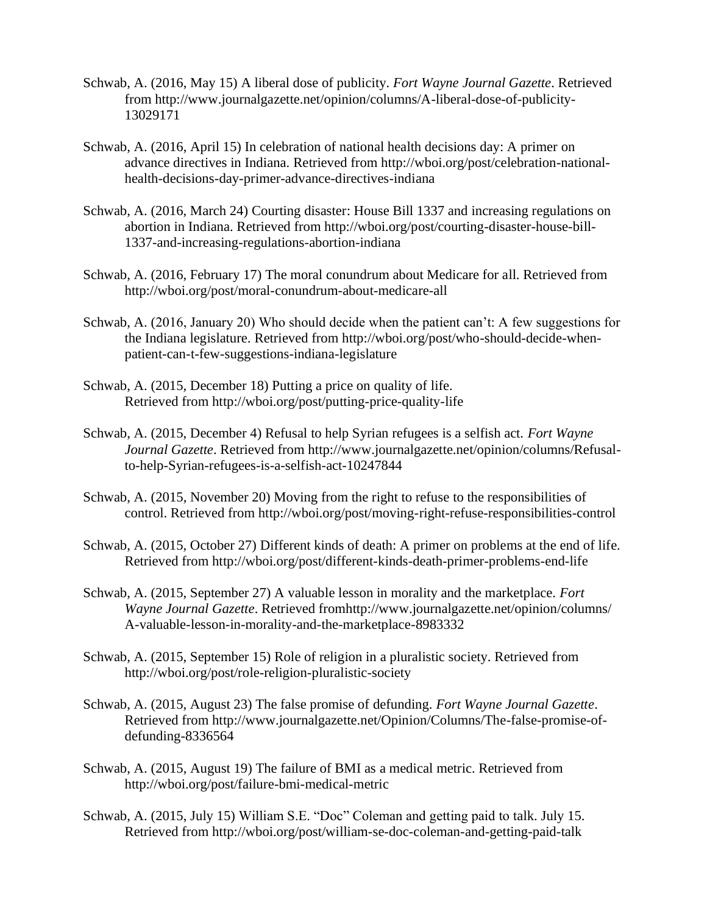Schwab, A. (2016, May 15) A liberal dose of publicity. *Fort Wayne Journal Gazette*. Retrieved from http://www.journalgazette.net/opinion/columns/A-liberal-dose-of-publicity-13029171

Schwab, A. (2016, April 15) In celebration of national health decisions day: A primer on advance directives in Indiana. Retrieved from http://wboi.org/post/celebration-national-health-decisions-day-primer-advance-directives-indiana

Schwab, A. (2016, March 24) Courting disaster: House Bill 1337 and increasing regulations on abortion in Indiana. Retrieved from http://wboi.org/post/courting-disaster-house-bill-1337-and-increasing-regulations-abortion-indiana

Schwab, A. (2016, February 17) The moral conundrum about Medicare for all. Retrieved from http://wboi.org/post/moral-conundrum-about-medicare-all

Schwab, A. (2016, January 20) Who should decide when the patient can't: A few suggestions for the Indiana legislature. Retrieved from http://wboi.org/post/who-should-decide-when-patient-can-t-few-suggestions-indiana-legislature

Schwab, A. (2015, December 18) Putting a price on quality of life. Retrieved from http://wboi.org/post/putting-price-quality-life

Schwab, A. (2015, December 4) Refusal to help Syrian refugees is a selfish act. *Fort Wayne Journal Gazette*. Retrieved from http://www.journalgazette.net/opinion/columns/Refusal-to-help-Syrian-refugees-is-a-selfish-act-10247844

Schwab, A. (2015, November 20) Moving from the right to refuse to the responsibilities of control. Retrieved from http://wboi.org/post/moving-right-refuse-responsibilities-control

Schwab, A. (2015, October 27) Different kinds of death: A primer on problems at the end of life. Retrieved from http://wboi.org/post/different-kinds-death-primer-problems-end-life

Schwab, A. (2015, September 27) A valuable lesson in morality and the marketplace. *Fort Wayne Journal Gazette*. Retrieved fromhttp://www.journalgazette.net/opinion/columns/A-valuable-lesson-in-morality-and-the-marketplace-8983332

Schwab, A. (2015, September 15) Role of religion in a pluralistic society. Retrieved from http://wboi.org/post/role-religion-pluralistic-society

Schwab, A. (2015, August 23) The false promise of defunding. *Fort Wayne Journal Gazette*. Retrieved from http://www.journalgazette.net/Opinion/Columns/The-false-promise-of-defunding-8336564

Schwab, A. (2015, August 19) The failure of BMI as a medical metric. Retrieved from http://wboi.org/post/failure-bmi-medical-metric

Schwab, A. (2015, July 15) William S.E. "Doc" Coleman and getting paid to talk. July 15. Retrieved from http://wboi.org/post/william-se-doc-coleman-and-getting-paid-talk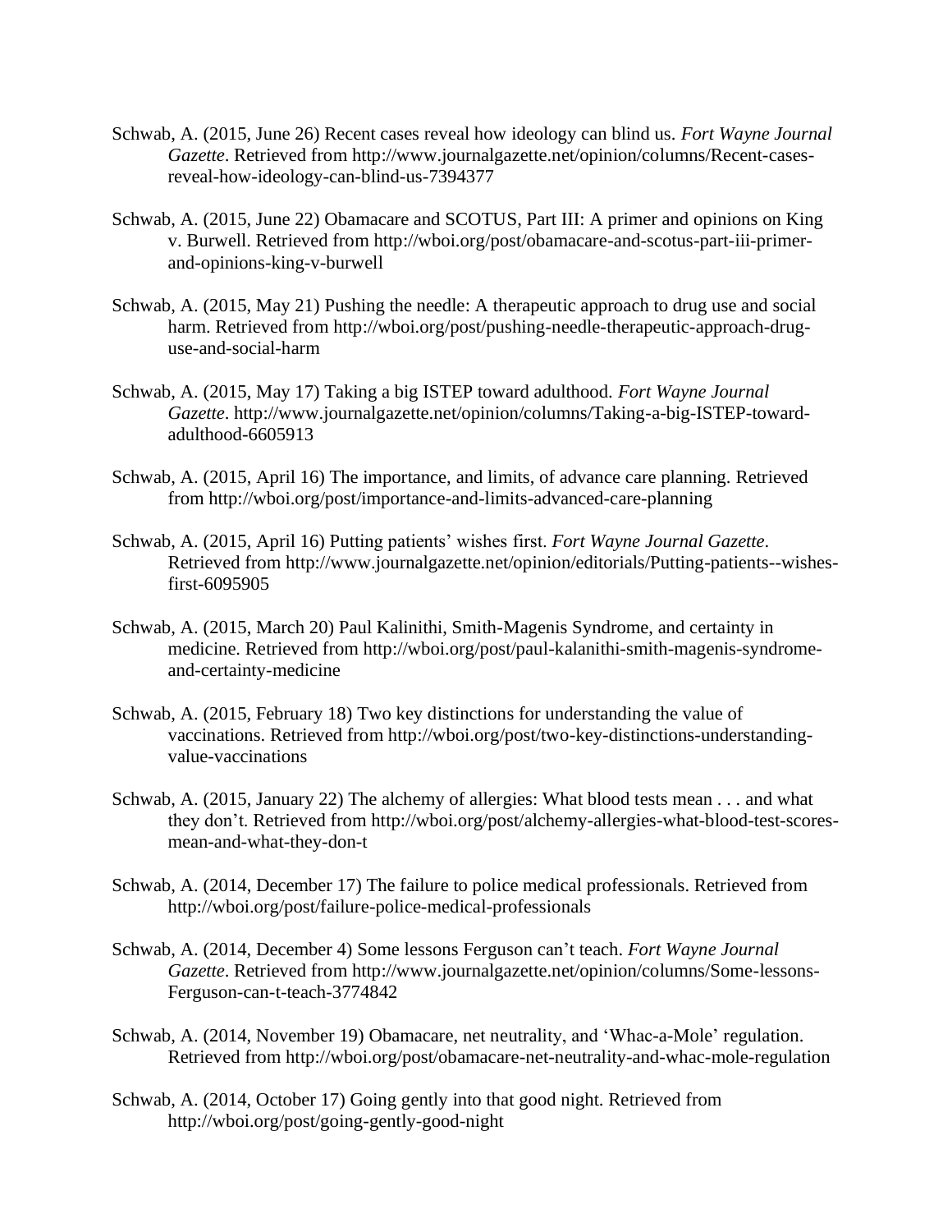Schwab, A. (2015, June 26) Recent cases reveal how ideology can blind us. *Fort Wayne Journal Gazette*. Retrieved from http://www.journalgazette.net/opinion/columns/Recent-cases-reveal-how-ideology-can-blind-us-7394377

Schwab, A. (2015, June 22) Obamacare and SCOTUS, Part III: A primer and opinions on King v. Burwell. Retrieved from http://wboi.org/post/obamacare-and-scotus-part-iii-primer-and-opinions-king-v-burwell

Schwab, A. (2015, May 21) Pushing the needle: A therapeutic approach to drug use and social harm. Retrieved from http://wboi.org/post/pushing-needle-therapeutic-approach-drug-use-and-social-harm

Schwab, A. (2015, May 17) Taking a big ISTEP toward adulthood. *Fort Wayne Journal Gazette*. http://www.journalgazette.net/opinion/columns/Taking-a-big-ISTEP-toward-adulthood-6605913

Schwab, A. (2015, April 16) The importance, and limits, of advance care planning. Retrieved from http://wboi.org/post/importance-and-limits-advanced-care-planning

Schwab, A. (2015, April 16) Putting patients' wishes first. *Fort Wayne Journal Gazette*. Retrieved from http://www.journalgazette.net/opinion/editorials/Putting-patients--wishes-first-6095905

Schwab, A. (2015, March 20) Paul Kalinithi, Smith-Magenis Syndrome, and certainty in medicine. Retrieved from http://wboi.org/post/paul-kalanithi-smith-magenis-syndrome-and-certainty-medicine

Schwab, A. (2015, February 18) Two key distinctions for understanding the value of vaccinations. Retrieved from http://wboi.org/post/two-key-distinctions-understanding-value-vaccinations

Schwab, A. (2015, January 22) The alchemy of allergies: What blood tests mean . . . and what they don't. Retrieved from http://wboi.org/post/alchemy-allergies-what-blood-test-scores-mean-and-what-they-don-t

Schwab, A. (2014, December 17) The failure to police medical professionals. Retrieved from http://wboi.org/post/failure-police-medical-professionals

Schwab, A. (2014, December 4) Some lessons Ferguson can't teach. *Fort Wayne Journal Gazette*. Retrieved from http://www.journalgazette.net/opinion/columns/Some-lessons-Ferguson-can-t-teach-3774842

Schwab, A. (2014, November 19) Obamacare, net neutrality, and 'Whac-a-Mole' regulation. Retrieved from http://wboi.org/post/obamacare-net-neutrality-and-whac-mole-regulation

Schwab, A. (2014, October 17) Going gently into that good night. Retrieved from http://wboi.org/post/going-gently-good-night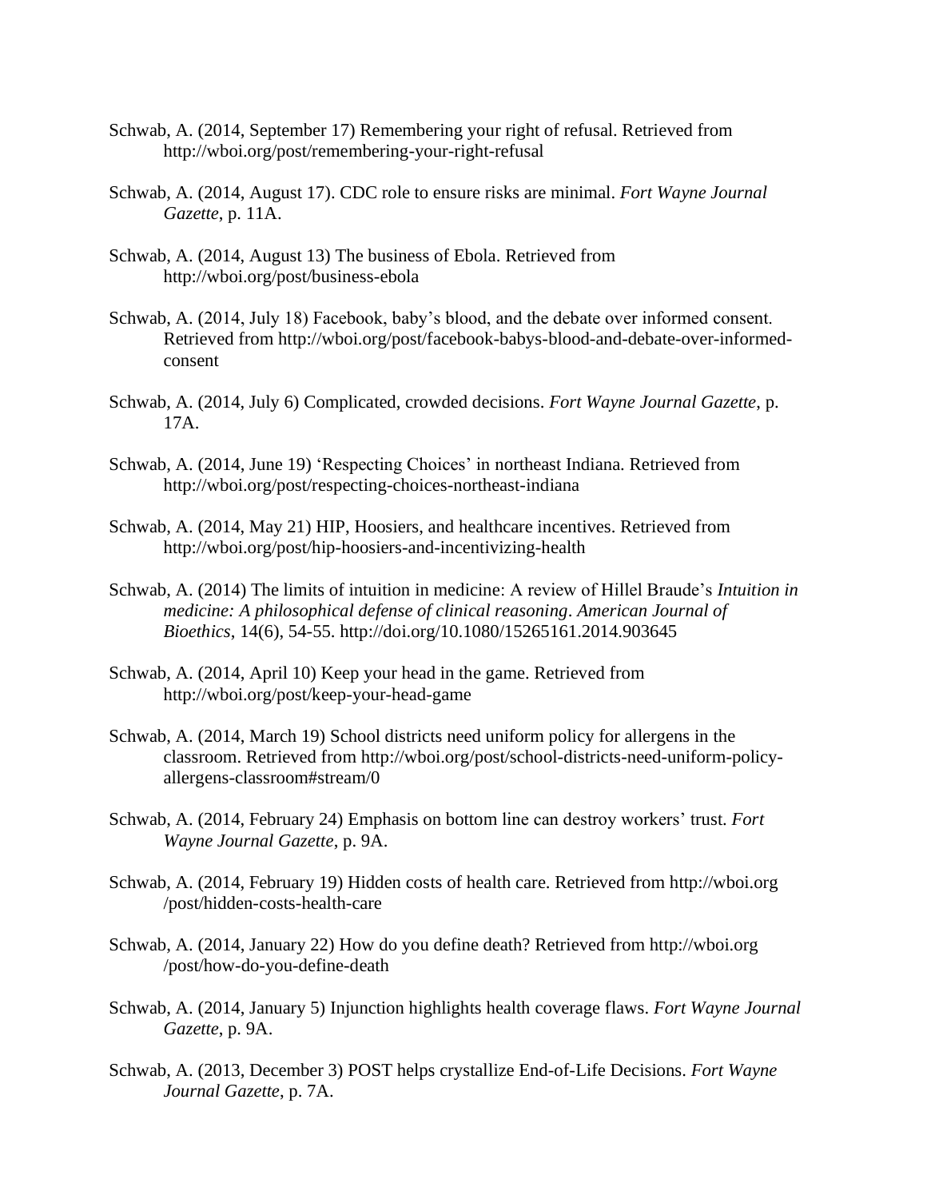Schwab, A. (2014, September 17) Remembering your right of refusal. Retrieved from http://wboi.org/post/remembering-your-right-refusal

Schwab, A. (2014, August 17). CDC role to ensure risks are minimal. *Fort Wayne Journal Gazette*, p. 11A.

Schwab, A. (2014, August 13) The business of Ebola. Retrieved from http://wboi.org/post/business-ebola

Schwab, A. (2014, July 18) Facebook, baby's blood, and the debate over informed consent. Retrieved from http://wboi.org/post/facebook-babys-blood-and-debate-over-informed-consent

Schwab, A. (2014, July 6) Complicated, crowded decisions. *Fort Wayne Journal Gazette,* p. 17A.

Schwab, A. (2014, June 19) 'Respecting Choices' in northeast Indiana. Retrieved from http://wboi.org/post/respecting-choices-northeast-indiana

Schwab, A. (2014, May 21) HIP, Hoosiers, and healthcare incentives. Retrieved from http://wboi.org/post/hip-hoosiers-and-incentivizing-health

Schwab, A. (2014) The limits of intuition in medicine: A review of Hillel Braude's *Intuition in medicine: A philosophical defense of clinical reasoning*. *American Journal of Bioethics*, 14(6), 54-55. http://doi.org/10.1080/15265161.2014.903645

Schwab, A. (2014, April 10) Keep your head in the game. Retrieved from http://wboi.org/post/keep-your-head-game

Schwab, A. (2014, March 19) School districts need uniform policy for allergens in the classroom. Retrieved from http://wboi.org/post/school-districts-need-uniform-policy-allergens-classroom#stream/0

Schwab, A. (2014, February 24) Emphasis on bottom line can destroy workers' trust. *Fort Wayne Journal Gazette*, p. 9A.

Schwab, A. (2014, February 19) Hidden costs of health care. Retrieved from http://wboi.org/post/hidden-costs-health-care

Schwab, A. (2014, January 22) How do you define death? Retrieved from http://wboi.org/post/how-do-you-define-death

Schwab, A. (2014, January 5) Injunction highlights health coverage flaws. *Fort Wayne Journal Gazette*, p. 9A.

Schwab, A. (2013, December 3) POST helps crystallize End-of-Life Decisions. *Fort Wayne Journal Gazette*, p. 7A.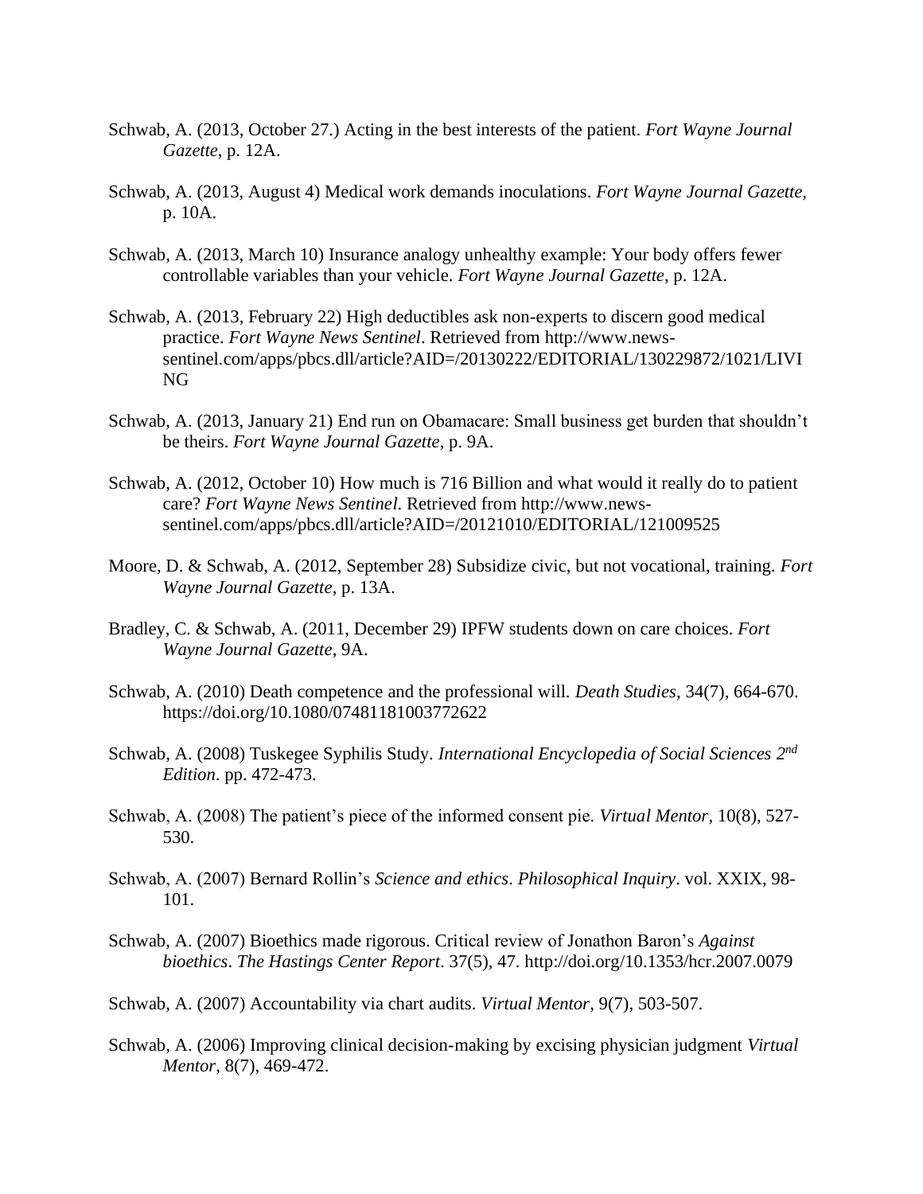Schwab, A. (2013, October 27.) Acting in the best interests of the patient. *Fort Wayne Journal Gazette*, p. 12A.

Schwab, A. (2013, August 4) Medical work demands inoculations. *Fort Wayne Journal Gazette*, p. 10A.

Schwab, A. (2013, March 10) Insurance analogy unhealthy example: Your body offers fewer controllable variables than your vehicle. *Fort Wayne Journal Gazette*, p. 12A.

Schwab, A. (2013, February 22) High deductibles ask non-experts to discern good medical practice. *Fort Wayne News Sentinel*. Retrieved from http://www.news-sentinel.com/apps/pbcs.dll/article?AID=/20130222/EDITORIAL/130229872/1021/LIVING

Schwab, A. (2013, January 21) End run on Obamacare: Small business get burden that shouldn't be theirs. *Fort Wayne Journal Gazette*, p. 9A.

Schwab, A. (2012, October 10) How much is 716 Billion and what would it really do to patient care? *Fort Wayne News Sentinel*. Retrieved from http://www.news-sentinel.com/apps/pbcs.dll/article?AID=/20121010/EDITORIAL/121009525

Moore, D. & Schwab, A. (2012, September 28) Subsidize civic, but not vocational, training. *Fort Wayne Journal Gazette*, p. 13A.

Bradley, C. & Schwab, A. (2011, December 29) IPFW students down on care choices. *Fort Wayne Journal Gazette*, 9A.

Schwab, A. (2010) Death competence and the professional will. *Death Studies*, 34(7), 664-670. https://doi.org/10.1080/07481181003772622

Schwab, A. (2008) Tuskegee Syphilis Study. *International Encyclopedia of Social Sciences 2nd Edition*. pp. 472-473.

Schwab, A. (2008) The patient's piece of the informed consent pie. *Virtual Mentor*, 10(8), 527-530.

Schwab, A. (2007) Bernard Rollin's *Science and ethics*. *Philosophical Inquiry*. vol. XXIX, 98-101.

Schwab, A. (2007) Bioethics made rigorous. Critical review of Jonathon Baron's *Against bioethics*. *The Hastings Center Report*. 37(5), 47. http://doi.org/10.1353/hcr.2007.0079

Schwab, A. (2007) Accountability via chart audits. *Virtual Mentor*, 9(7), 503-507.

Schwab, A. (2006) Improving clinical decision-making by excising physician judgment *Virtual Mentor*, 8(7), 469-472.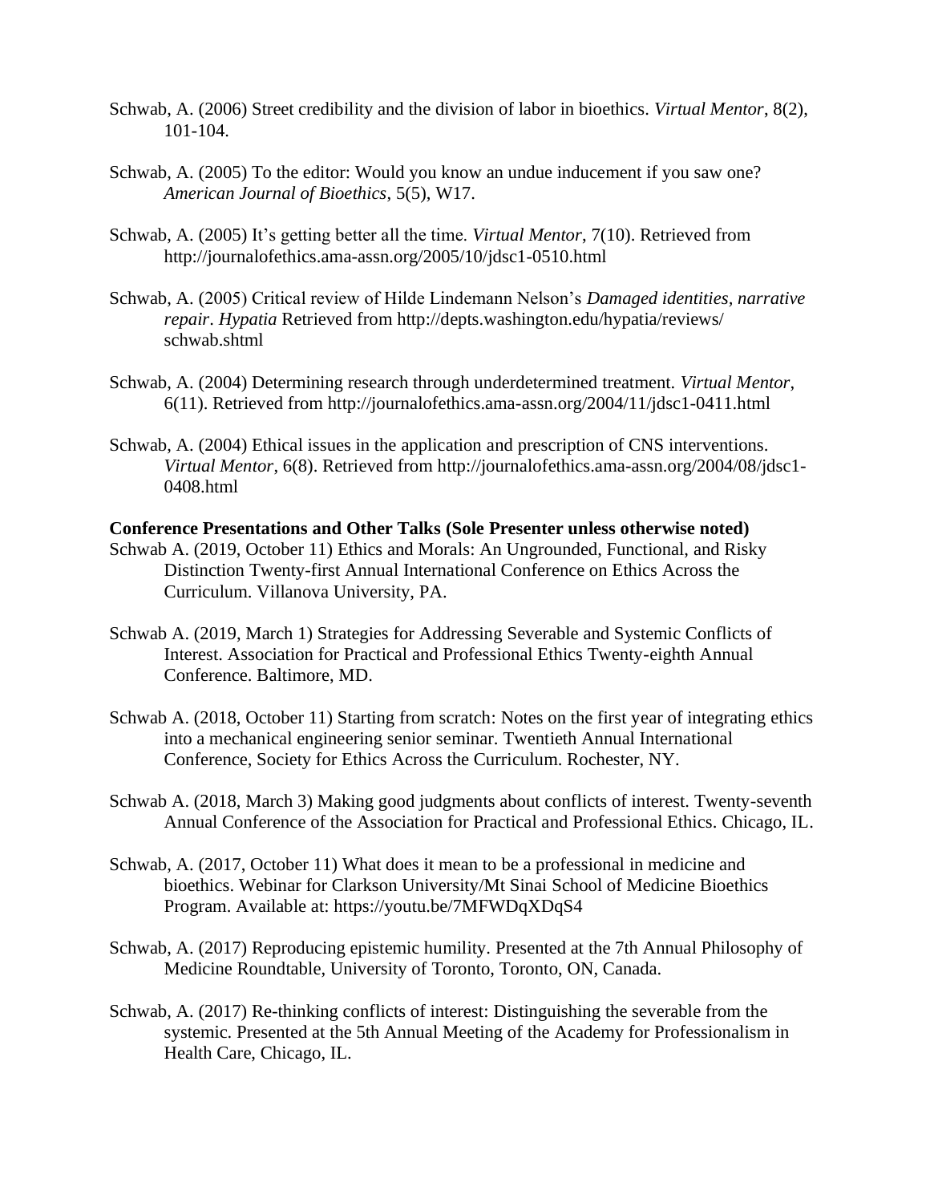Schwab, A. (2006) Street credibility and the division of labor in bioethics. *Virtual Mentor*, 8(2), 101-104.

Schwab, A. (2005) To the editor: Would you know an undue inducement if you saw one? *American Journal of Bioethics*, 5(5), W17.

Schwab, A. (2005) It's getting better all the time. *Virtual Mentor*, 7(10). Retrieved from http://journalofethics.ama-assn.org/2005/10/jdsc1-0510.html

Schwab, A. (2005) Critical review of Hilde Lindemann Nelson's *Damaged identities, narrative repair*. *Hypatia* Retrieved from http://depts.washington.edu/hypatia/reviews/schwab.shtml

Schwab, A. (2004) Determining research through underdetermined treatment. *Virtual Mentor*, 6(11). Retrieved from http://journalofethics.ama-assn.org/2004/11/jdsc1-0411.html

Schwab, A. (2004) Ethical issues in the application and prescription of CNS interventions. *Virtual Mentor*, 6(8). Retrieved from http://journalofethics.ama-assn.org/2004/08/jdsc1-0408.html

**Conference Presentations and Other Talks (Sole Presenter unless otherwise noted)**

Schwab A. (2019, October 11) Ethics and Morals: An Ungrounded, Functional, and Risky Distinction Twenty-first Annual International Conference on Ethics Across the Curriculum. Villanova University, PA.

Schwab A. (2019, March 1) Strategies for Addressing Severable and Systemic Conflicts of Interest. Association for Practical and Professional Ethics Twenty-eighth Annual Conference. Baltimore, MD.

Schwab A. (2018, October 11) Starting from scratch: Notes on the first year of integrating ethics into a mechanical engineering senior seminar. Twentieth Annual International Conference, Society for Ethics Across the Curriculum. Rochester, NY.

Schwab A. (2018, March 3) Making good judgments about conflicts of interest. Twenty-seventh Annual Conference of the Association for Practical and Professional Ethics. Chicago, IL.

Schwab, A. (2017, October 11) What does it mean to be a professional in medicine and bioethics. Webinar for Clarkson University/Mt Sinai School of Medicine Bioethics Program. Available at: https://youtu.be/7MFWDqXDqS4

Schwab, A. (2017) Reproducing epistemic humility. Presented at the 7th Annual Philosophy of Medicine Roundtable, University of Toronto, Toronto, ON, Canada.

Schwab, A. (2017) Re-thinking conflicts of interest: Distinguishing the severable from the systemic. Presented at the 5th Annual Meeting of the Academy for Professionalism in Health Care, Chicago, IL.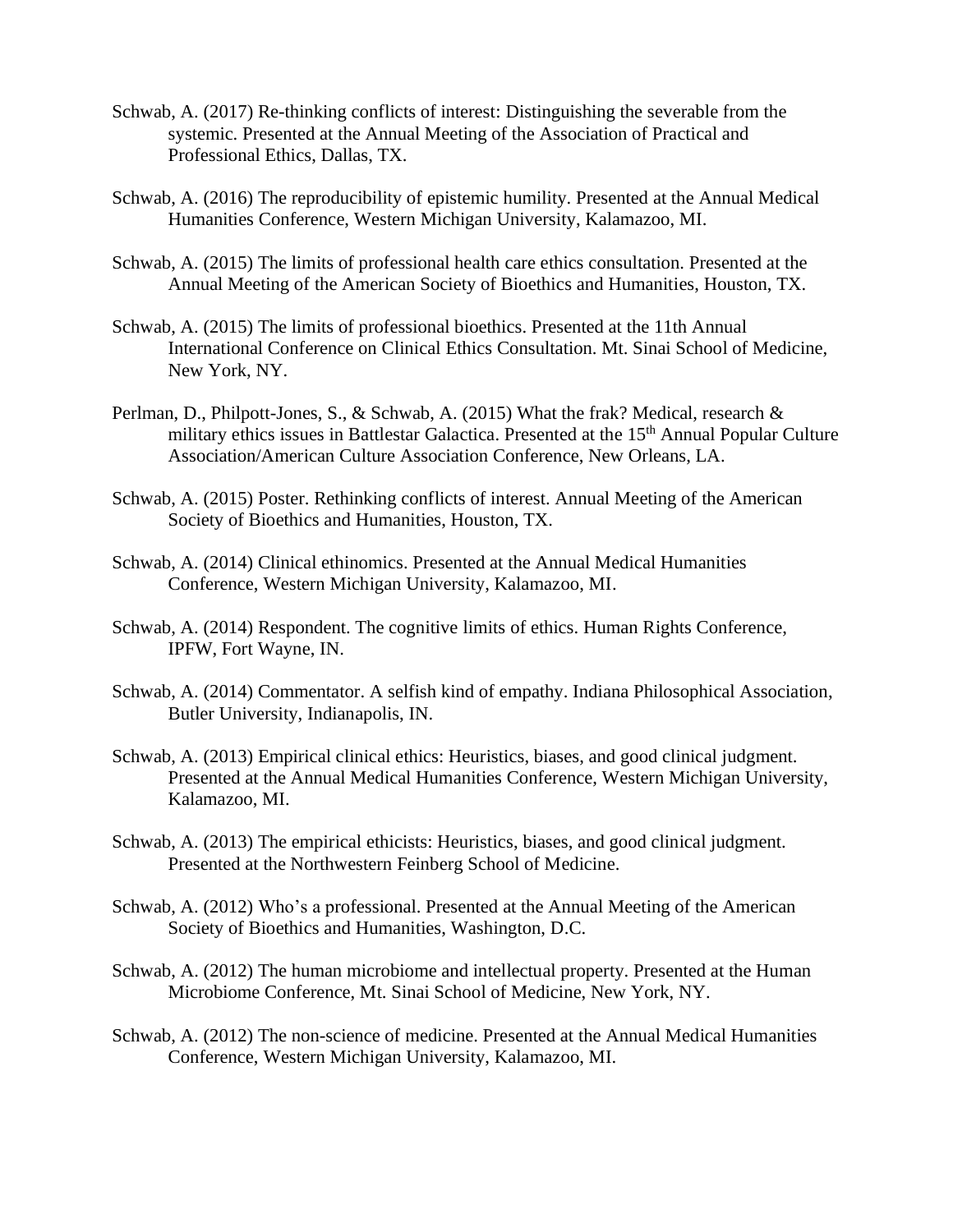Schwab, A. (2017) Re-thinking conflicts of interest: Distinguishing the severable from the systemic. Presented at the Annual Meeting of the Association of Practical and Professional Ethics, Dallas, TX.

Schwab, A. (2016) The reproducibility of epistemic humility. Presented at the Annual Medical Humanities Conference, Western Michigan University, Kalamazoo, MI.

Schwab, A. (2015) The limits of professional health care ethics consultation. Presented at the Annual Meeting of the American Society of Bioethics and Humanities, Houston, TX.

Schwab, A. (2015) The limits of professional bioethics. Presented at the 11th Annual International Conference on Clinical Ethics Consultation. Mt. Sinai School of Medicine, New York, NY.

Perlman, D., Philpott-Jones, S., & Schwab, A. (2015) What the frak? Medical, research & military ethics issues in Battlestar Galactica. Presented at the 15th Annual Popular Culture Association/American Culture Association Conference, New Orleans, LA.

Schwab, A. (2015) Poster. Rethinking conflicts of interest. Annual Meeting of the American Society of Bioethics and Humanities, Houston, TX.

Schwab, A. (2014) Clinical ethinomics. Presented at the Annual Medical Humanities Conference, Western Michigan University, Kalamazoo, MI.

Schwab, A. (2014) Respondent. The cognitive limits of ethics. Human Rights Conference, IPFW, Fort Wayne, IN.

Schwab, A. (2014) Commentator. A selfish kind of empathy. Indiana Philosophical Association, Butler University, Indianapolis, IN.

Schwab, A. (2013) Empirical clinical ethics: Heuristics, biases, and good clinical judgment. Presented at the Annual Medical Humanities Conference, Western Michigan University, Kalamazoo, MI.

Schwab, A. (2013) The empirical ethicists: Heuristics, biases, and good clinical judgment. Presented at the Northwestern Feinberg School of Medicine.

Schwab, A. (2012) Who's a professional. Presented at the Annual Meeting of the American Society of Bioethics and Humanities, Washington, D.C.

Schwab, A. (2012) The human microbiome and intellectual property. Presented at the Human Microbiome Conference, Mt. Sinai School of Medicine, New York, NY.

Schwab, A. (2012) The non-science of medicine. Presented at the Annual Medical Humanities Conference, Western Michigan University, Kalamazoo, MI.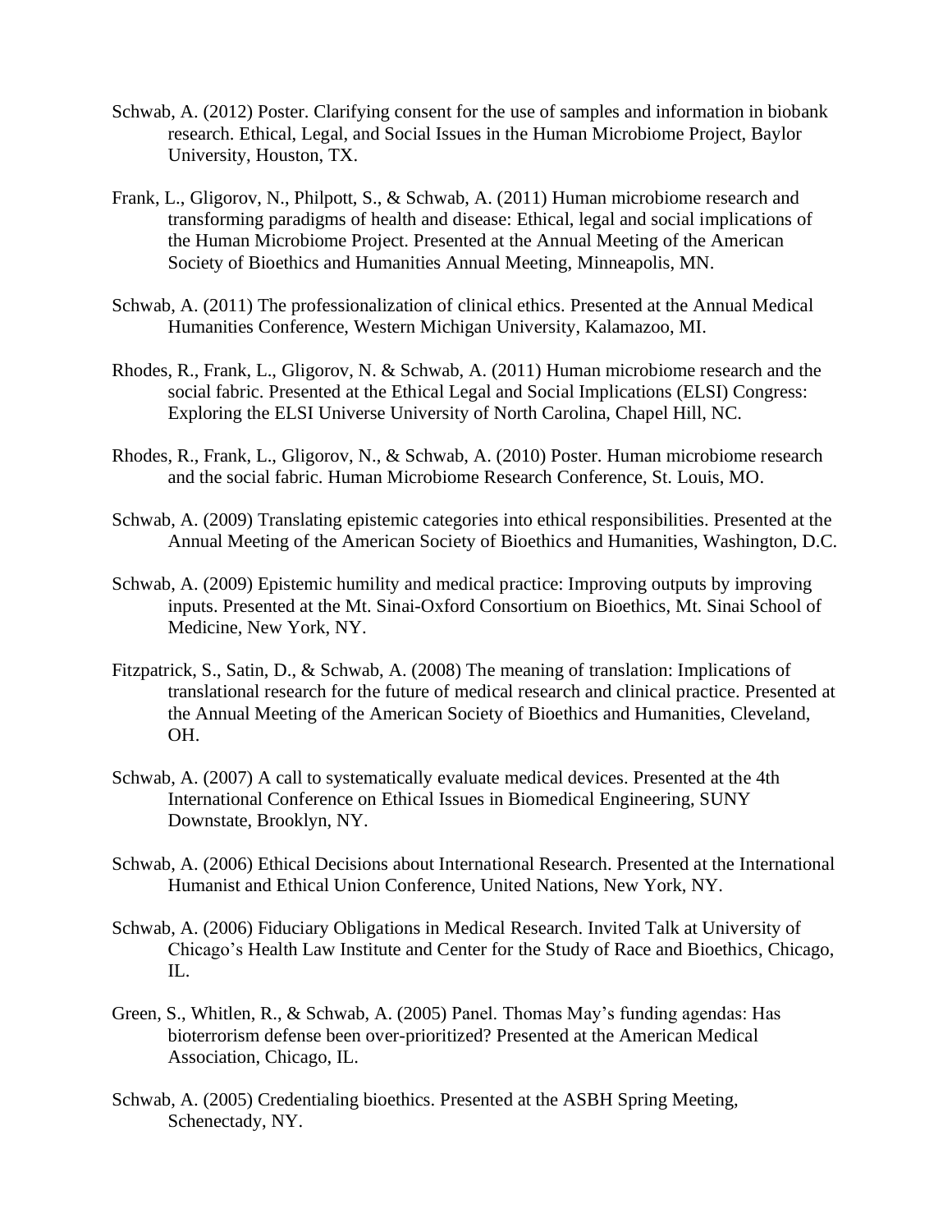Schwab, A. (2012) Poster. Clarifying consent for the use of samples and information in biobank research. Ethical, Legal, and Social Issues in the Human Microbiome Project, Baylor University, Houston, TX.

Frank, L., Gligorov, N., Philpott, S., & Schwab, A. (2011) Human microbiome research and transforming paradigms of health and disease: Ethical, legal and social implications of the Human Microbiome Project. Presented at the Annual Meeting of the American Society of Bioethics and Humanities Annual Meeting, Minneapolis, MN.

Schwab, A. (2011) The professionalization of clinical ethics. Presented at the Annual Medical Humanities Conference, Western Michigan University, Kalamazoo, MI.

Rhodes, R., Frank, L., Gligorov, N. & Schwab, A. (2011) Human microbiome research and the social fabric. Presented at the Ethical Legal and Social Implications (ELSI) Congress: Exploring the ELSI Universe University of North Carolina, Chapel Hill, NC.

Rhodes, R., Frank, L., Gligorov, N., & Schwab, A. (2010) Poster. Human microbiome research and the social fabric. Human Microbiome Research Conference, St. Louis, MO.

Schwab, A. (2009) Translating epistemic categories into ethical responsibilities. Presented at the Annual Meeting of the American Society of Bioethics and Humanities, Washington, D.C.

Schwab, A. (2009) Epistemic humility and medical practice: Improving outputs by improving inputs. Presented at the Mt. Sinai-Oxford Consortium on Bioethics, Mt. Sinai School of Medicine, New York, NY.

Fitzpatrick, S., Satin, D., & Schwab, A. (2008) The meaning of translation: Implications of translational research for the future of medical research and clinical practice. Presented at the Annual Meeting of the American Society of Bioethics and Humanities, Cleveland, OH.

Schwab, A. (2007) A call to systematically evaluate medical devices. Presented at the 4th International Conference on Ethical Issues in Biomedical Engineering, SUNY Downstate, Brooklyn, NY.

Schwab, A. (2006) Ethical Decisions about International Research. Presented at the International Humanist and Ethical Union Conference, United Nations, New York, NY.

Schwab, A. (2006) Fiduciary Obligations in Medical Research. Invited Talk at University of Chicago's Health Law Institute and Center for the Study of Race and Bioethics, Chicago, IL.

Green, S., Whitlen, R., & Schwab, A. (2005) Panel. Thomas May's funding agendas: Has bioterrorism defense been over-prioritized? Presented at the American Medical Association, Chicago, IL.

Schwab, A. (2005) Credentialing bioethics. Presented at the ASBH Spring Meeting, Schenectady, NY.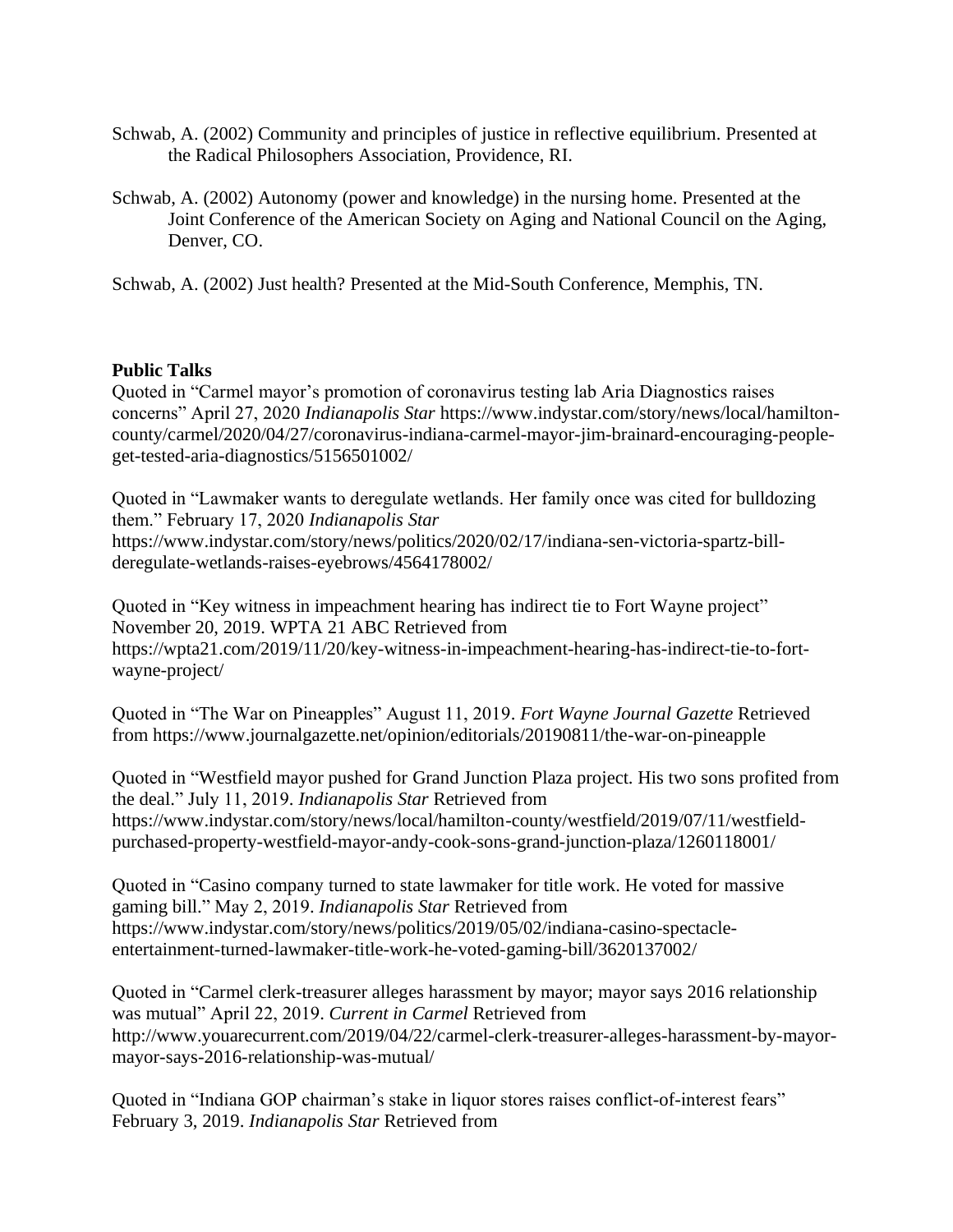Schwab, A. (2002) Community and principles of justice in reflective equilibrium. Presented at the Radical Philosophers Association, Providence, RI.

Schwab, A. (2002) Autonomy (power and knowledge) in the nursing home. Presented at the Joint Conference of the American Society on Aging and National Council on the Aging, Denver, CO.

Schwab, A. (2002) Just health? Presented at the Mid-South Conference, Memphis, TN.

**Public Talks**

Quoted in "Carmel mayor's promotion of coronavirus testing lab Aria Diagnostics raises concerns" April 27, 2020 *Indianapolis Star* https://www.indystar.com/story/news/local/hamilton-county/carmel/2020/04/27/coronavirus-indiana-carmel-mayor-jim-brainard-encouraging-people-get-tested-aria-diagnostics/5156501002/

Quoted in "Lawmaker wants to deregulate wetlands. Her family once was cited for bulldozing them." February 17, 2020 *Indianapolis Star* https://www.indystar.com/story/news/politics/2020/02/17/indiana-sen-victoria-spartz-bill-deregulate-wetlands-raises-eyebrows/4564178002/

Quoted in "Key witness in impeachment hearing has indirect tie to Fort Wayne project" November 20, 2019. WPTA 21 ABC Retrieved from https://wpta21.com/2019/11/20/key-witness-in-impeachment-hearing-has-indirect-tie-to-fort-wayne-project/

Quoted in "The War on Pineapples" August 11, 2019. *Fort Wayne Journal Gazette* Retrieved from https://www.journalgazette.net/opinion/editorials/20190811/the-war-on-pineapple

Quoted in "Westfield mayor pushed for Grand Junction Plaza project. His two sons profited from the deal." July 11, 2019. *Indianapolis Star* Retrieved from https://www.indystar.com/story/news/local/hamilton-county/westfield/2019/07/11/westfield-purchased-property-westfield-mayor-andy-cook-sons-grand-junction-plaza/1260118001/

Quoted in "Casino company turned to state lawmaker for title work. He voted for massive gaming bill." May 2, 2019. *Indianapolis Star* Retrieved from https://www.indystar.com/story/news/politics/2019/05/02/indiana-casino-spectacle-entertainment-turned-lawmaker-title-work-he-voted-gaming-bill/3620137002/

Quoted in "Carmel clerk-treasurer alleges harassment by mayor; mayor says 2016 relationship was mutual" April 22, 2019. *Current in Carmel* Retrieved from http://www.youarecurrent.com/2019/04/22/carmel-clerk-treasurer-alleges-harassment-by-mayor-mayor-says-2016-relationship-was-mutual/

Quoted in "Indiana GOP chairman's stake in liquor stores raises conflict-of-interest fears" February 3, 2019. *Indianapolis Star* Retrieved from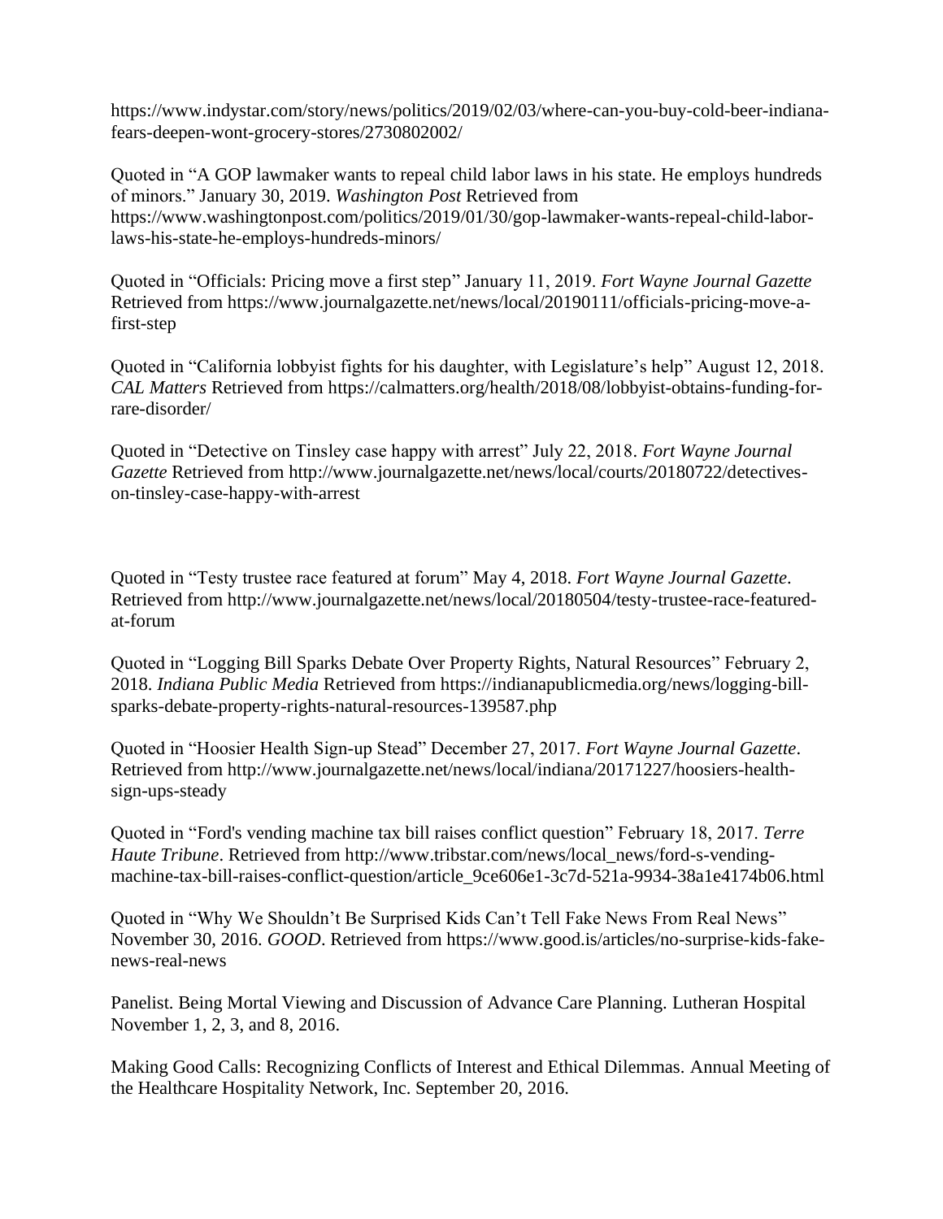https://www.indystar.com/story/news/politics/2019/02/03/where-can-you-buy-cold-beer-indiana-fears-deepen-wont-grocery-stores/2730802002/

Quoted in "A GOP lawmaker wants to repeal child labor laws in his state. He employs hundreds of minors." January 30, 2019. *Washington Post* Retrieved from https://www.washingtonpost.com/politics/2019/01/30/gop-lawmaker-wants-repeal-child-labor-laws-his-state-he-employs-hundreds-minors/

Quoted in "Officials: Pricing move a first step" January 11, 2019. *Fort Wayne Journal Gazette* Retrieved from https://www.journalgazette.net/news/local/20190111/officials-pricing-move-a-first-step

Quoted in "California lobbyist fights for his daughter, with Legislature's help" August 12, 2018. *CAL Matters* Retrieved from https://calmatters.org/health/2018/08/lobbyist-obtains-funding-for-rare-disorder/

Quoted in "Detective on Tinsley case happy with arrest" July 22, 2018. *Fort Wayne Journal Gazette* Retrieved from http://www.journalgazette.net/news/local/courts/20180722/detectives-on-tinsley-case-happy-with-arrest

Quoted in "Testy trustee race featured at forum" May 4, 2018. *Fort Wayne Journal Gazette*. Retrieved from http://www.journalgazette.net/news/local/20180504/testy-trustee-race-featured-at-forum

Quoted in "Logging Bill Sparks Debate Over Property Rights, Natural Resources" February 2, 2018. *Indiana Public Media* Retrieved from https://indianapublicmedia.org/news/logging-bill-sparks-debate-property-rights-natural-resources-139587.php

Quoted in "Hoosier Health Sign-up Stead" December 27, 2017. *Fort Wayne Journal Gazette*. Retrieved from http://www.journalgazette.net/news/local/indiana/20171227/hoosiers-health-sign-ups-steady

Quoted in "Ford's vending machine tax bill raises conflict question" February 18, 2017. *Terre Haute Tribune*. Retrieved from http://www.tribstar.com/news/local_news/ford-s-vending-machine-tax-bill-raises-conflict-question/article_9ce606e1-3c7d-521a-9934-38a1e4174b06.html

Quoted in "Why We Shouldn't Be Surprised Kids Can't Tell Fake News From Real News" November 30, 2016. *GOOD*. Retrieved from https://www.good.is/articles/no-surprise-kids-fake-news-real-news

Panelist. Being Mortal Viewing and Discussion of Advance Care Planning. Lutheran Hospital November 1, 2, 3, and 8, 2016.

Making Good Calls: Recognizing Conflicts of Interest and Ethical Dilemmas. Annual Meeting of the Healthcare Hospitality Network, Inc. September 20, 2016.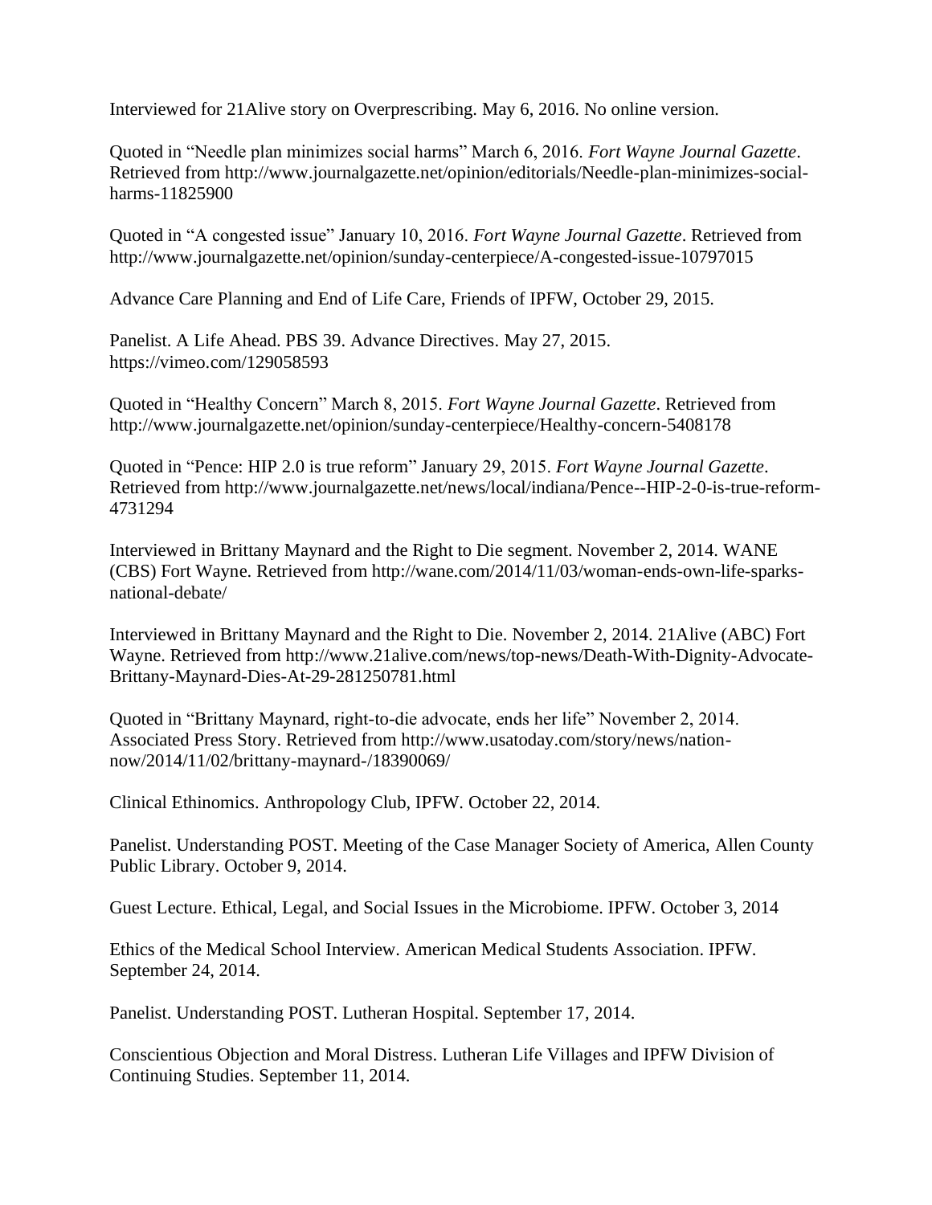Interviewed for 21Alive story on Overprescribing. May 6, 2016. No online version.

Quoted in "Needle plan minimizes social harms" March 6, 2016. *Fort Wayne Journal Gazette*. Retrieved from http://www.journalgazette.net/opinion/editorials/Needle-plan-minimizes-social-harms-11825900

Quoted in "A congested issue" January 10, 2016. *Fort Wayne Journal Gazette*. Retrieved from http://www.journalgazette.net/opinion/sunday-centerpiece/A-congested-issue-10797015

Advance Care Planning and End of Life Care, Friends of IPFW, October 29, 2015.

Panelist. A Life Ahead. PBS 39. Advance Directives. May 27, 2015. https://vimeo.com/129058593

Quoted in "Healthy Concern" March 8, 2015. *Fort Wayne Journal Gazette*. Retrieved from http://www.journalgazette.net/opinion/sunday-centerpiece/Healthy-concern-5408178

Quoted in "Pence: HIP 2.0 is true reform" January 29, 2015. *Fort Wayne Journal Gazette*. Retrieved from http://www.journalgazette.net/news/local/indiana/Pence--HIP-2-0-is-true-reform-4731294

Interviewed in Brittany Maynard and the Right to Die segment. November 2, 2014. WANE (CBS) Fort Wayne. Retrieved from http://wane.com/2014/11/03/woman-ends-own-life-sparks-national-debate/

Interviewed in Brittany Maynard and the Right to Die. November 2, 2014. 21Alive (ABC) Fort Wayne. Retrieved from http://www.21alive.com/news/top-news/Death-With-Dignity-Advocate-Brittany-Maynard-Dies-At-29-281250781.html

Quoted in "Brittany Maynard, right-to-die advocate, ends her life" November 2, 2014. Associated Press Story. Retrieved from http://www.usatoday.com/story/news/nation-now/2014/11/02/brittany-maynard-/18390069/

Clinical Ethinomics. Anthropology Club, IPFW. October 22, 2014.

Panelist. Understanding POST. Meeting of the Case Manager Society of America, Allen County Public Library. October 9, 2014.

Guest Lecture. Ethical, Legal, and Social Issues in the Microbiome. IPFW. October 3, 2014

Ethics of the Medical School Interview. American Medical Students Association. IPFW. September 24, 2014.

Panelist. Understanding POST. Lutheran Hospital. September 17, 2014.

Conscientious Objection and Moral Distress. Lutheran Life Villages and IPFW Division of Continuing Studies. September 11, 2014.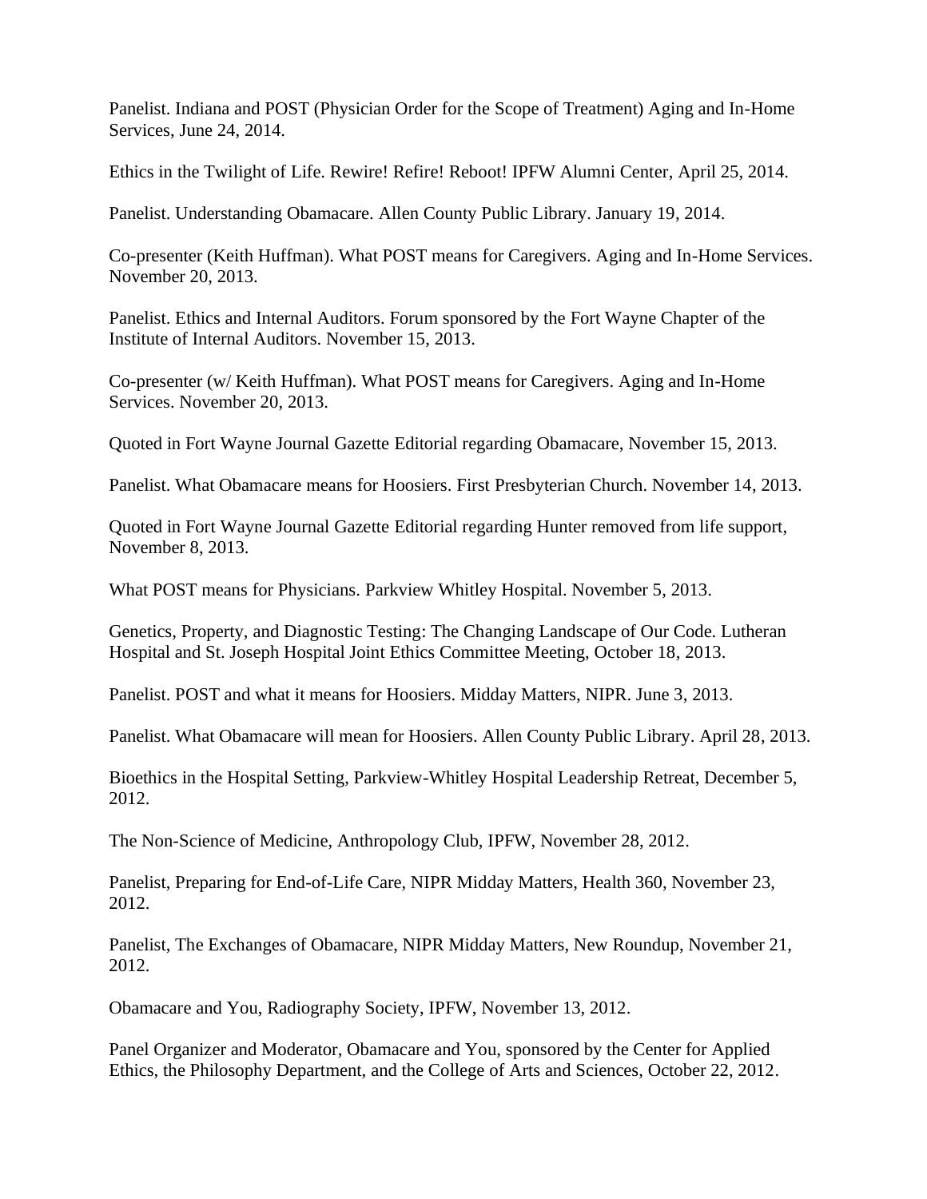Panelist. Indiana and POST (Physician Order for the Scope of Treatment) Aging and In-Home Services, June 24, 2014.

Ethics in the Twilight of Life. Rewire! Refire! Reboot! IPFW Alumni Center, April 25, 2014.

Panelist. Understanding Obamacare. Allen County Public Library. January 19, 2014.

Co-presenter (Keith Huffman). What POST means for Caregivers. Aging and In-Home Services. November 20, 2013.

Panelist. Ethics and Internal Auditors. Forum sponsored by the Fort Wayne Chapter of the Institute of Internal Auditors. November 15, 2013.

Co-presenter (w/ Keith Huffman). What POST means for Caregivers. Aging and In-Home Services. November 20, 2013.

Quoted in Fort Wayne Journal Gazette Editorial regarding Obamacare, November 15, 2013.

Panelist. What Obamacare means for Hoosiers. First Presbyterian Church. November 14, 2013.

Quoted in Fort Wayne Journal Gazette Editorial regarding Hunter removed from life support, November 8, 2013.

What POST means for Physicians. Parkview Whitley Hospital. November 5, 2013.

Genetics, Property, and Diagnostic Testing: The Changing Landscape of Our Code. Lutheran Hospital and St. Joseph Hospital Joint Ethics Committee Meeting, October 18, 2013.

Panelist. POST and what it means for Hoosiers. Midday Matters, NIPR. June 3, 2013.

Panelist. What Obamacare will mean for Hoosiers. Allen County Public Library. April 28, 2013.

Bioethics in the Hospital Setting, Parkview-Whitley Hospital Leadership Retreat, December 5, 2012.

The Non-Science of Medicine, Anthropology Club, IPFW, November 28, 2012.

Panelist, Preparing for End-of-Life Care, NIPR Midday Matters, Health 360, November 23, 2012.

Panelist, The Exchanges of Obamacare, NIPR Midday Matters, New Roundup, November 21, 2012.

Obamacare and You, Radiography Society, IPFW, November 13, 2012.

Panel Organizer and Moderator, Obamacare and You, sponsored by the Center for Applied Ethics, the Philosophy Department, and the College of Arts and Sciences, October 22, 2012.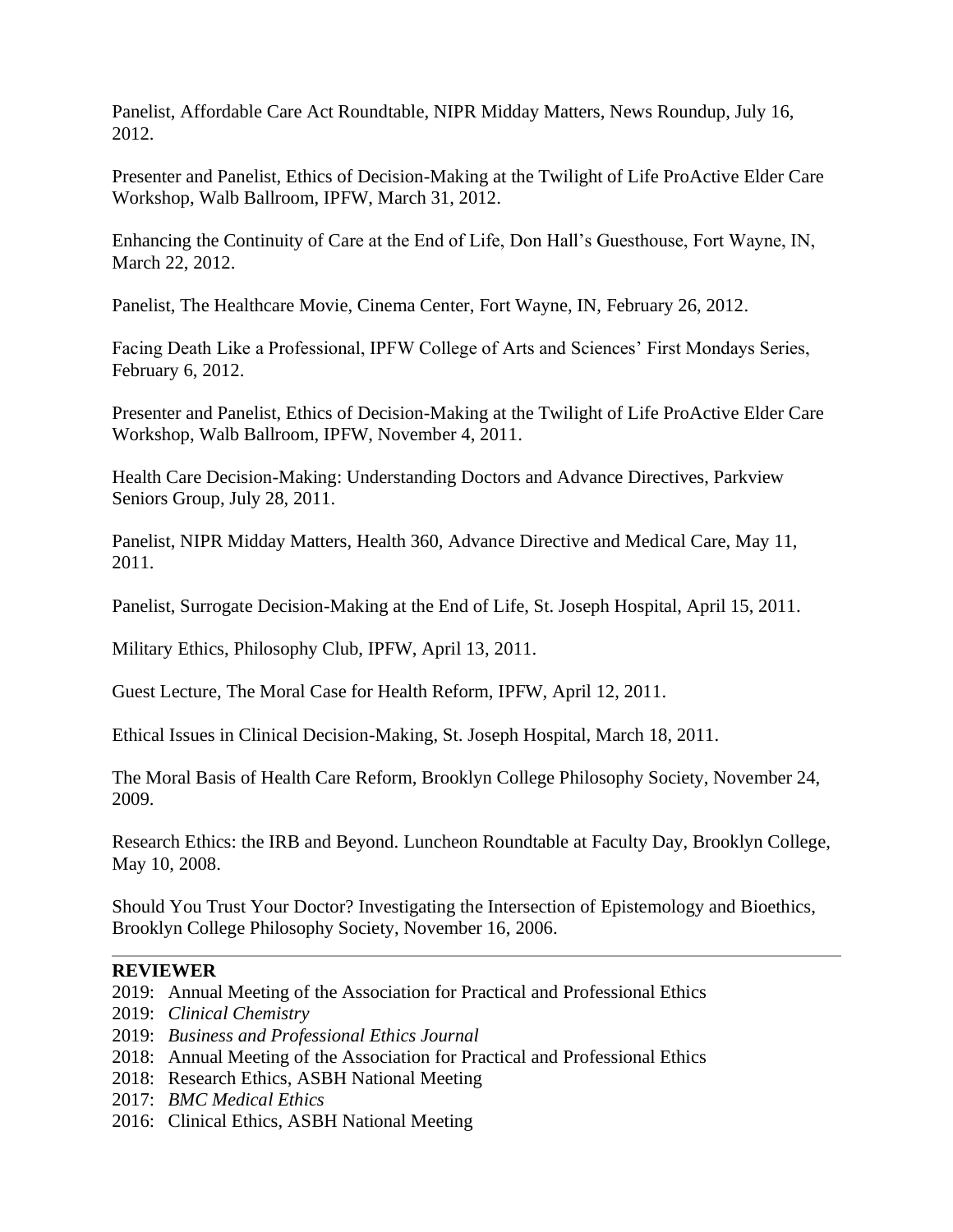Panelist, Affordable Care Act Roundtable, NIPR Midday Matters, News Roundup, July 16, 2012.

Presenter and Panelist, Ethics of Decision-Making at the Twilight of Life ProActive Elder Care Workshop, Walb Ballroom, IPFW, March 31, 2012.

Enhancing the Continuity of Care at the End of Life, Don Hall's Guesthouse, Fort Wayne, IN, March 22, 2012.

Panelist, The Healthcare Movie, Cinema Center, Fort Wayne, IN, February 26, 2012.

Facing Death Like a Professional, IPFW College of Arts and Sciences' First Mondays Series, February 6, 2012.

Presenter and Panelist, Ethics of Decision-Making at the Twilight of Life ProActive Elder Care Workshop, Walb Ballroom, IPFW, November 4, 2011.

Health Care Decision-Making: Understanding Doctors and Advance Directives, Parkview Seniors Group, July 28, 2011.

Panelist, NIPR Midday Matters, Health 360, Advance Directive and Medical Care, May 11, 2011.

Panelist, Surrogate Decision-Making at the End of Life, St. Joseph Hospital, April 15, 2011.

Military Ethics, Philosophy Club, IPFW, April 13, 2011.

Guest Lecture, The Moral Case for Health Reform, IPFW, April 12, 2011.

Ethical Issues in Clinical Decision-Making, St. Joseph Hospital, March 18, 2011.

The Moral Basis of Health Care Reform, Brooklyn College Philosophy Society, November 24, 2009.

Research Ethics: the IRB and Beyond. Luncheon Roundtable at Faculty Day, Brooklyn College, May 10, 2008.

Should You Trust Your Doctor? Investigating the Intersection of Epistemology and Bioethics, Brooklyn College Philosophy Society, November 16, 2006.

---

**REVIEWER**

2019: Annual Meeting of the Association for Practical and Professional Ethics
2019: *Clinical Chemistry*
2019: *Business and Professional Ethics Journal*
2018: Annual Meeting of the Association for Practical and Professional Ethics
2018: Research Ethics, ASBH National Meeting
2017: *BMC Medical Ethics*
2016: Clinical Ethics, ASBH National Meeting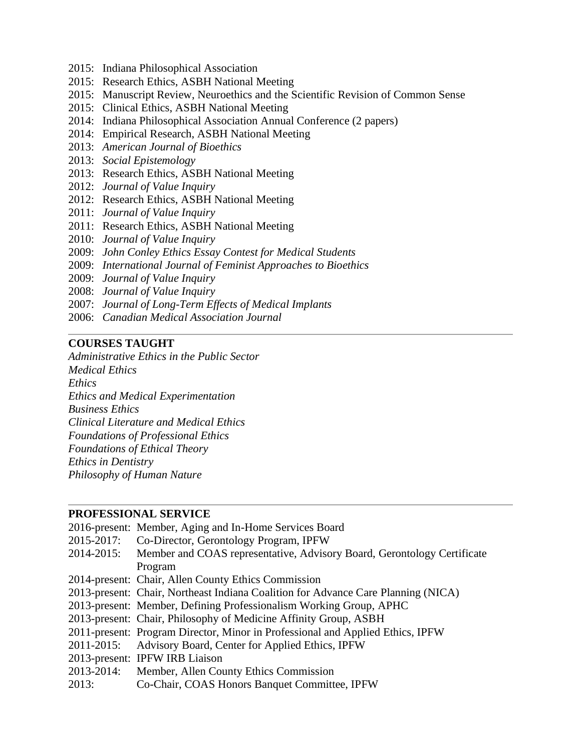2015: Indiana Philosophical Association  
2015: Research Ethics, ASBH National Meeting  
2015: Manuscript Review, Neuroethics and the Scientific Revision of Common Sense  
2015: Clinical Ethics, ASBH National Meeting  
2014: Indiana Philosophical Association Annual Conference (2 papers)  
2014: Empirical Research, ASBH National Meeting  
2013: *American Journal of Bioethics*  
2013: *Social Epistemology*  
2013: Research Ethics, ASBH National Meeting  
2012: *Journal of Value Inquiry*  
2012: Research Ethics, ASBH National Meeting  
2011: *Journal of Value Inquiry*  
2011: Research Ethics, ASBH National Meeting  
2010: *Journal of Value Inquiry*  
2009: *John Conley Ethics Essay Contest for Medical Students*  
2009: *International Journal of Feminist Approaches to Bioethics*  
2009: *Journal of Value Inquiry*  
2008: *Journal of Value Inquiry*  
2007: *Journal of Long-Term Effects of Medical Implants*  
2006: *Canadian Medical Association Journal*

---

**COURSES TAUGHT**

*Administrative Ethics in the Public Sector*  
*Medical Ethics*  
*Ethics*  
*Ethics and Medical Experimentation*  
*Business Ethics*  
*Clinical Literature and Medical Ethics*  
*Foundations of Professional Ethics*  
*Foundations of Ethical Theory*  
*Ethics in Dentistry*  
*Philosophy of Human Nature*

---

**PROFESSIONAL SERVICE**

2016-present: Member, Aging and In-Home Services Board  
2015-2017: Co-Director, Gerontology Program, IPFW  
2014-2015: Member and COAS representative, Advisory Board, Gerontology Certificate Program  
2014-present: Chair, Allen County Ethics Commission  
2013-present: Chair, Northeast Indiana Coalition for Advance Care Planning (NICA)  
2013-present: Member, Defining Professionalism Working Group, APHC  
2013-present: Chair, Philosophy of Medicine Affinity Group, ASBH  
2011-present: Program Director, Minor in Professional and Applied Ethics, IPFW  
2011-2015: Advisory Board, Center for Applied Ethics, IPFW  
2013-present: IPFW IRB Liaison  
2013-2014: Member, Allen County Ethics Commission  
2013: Co-Chair, COAS Honors Banquet Committee, IPFW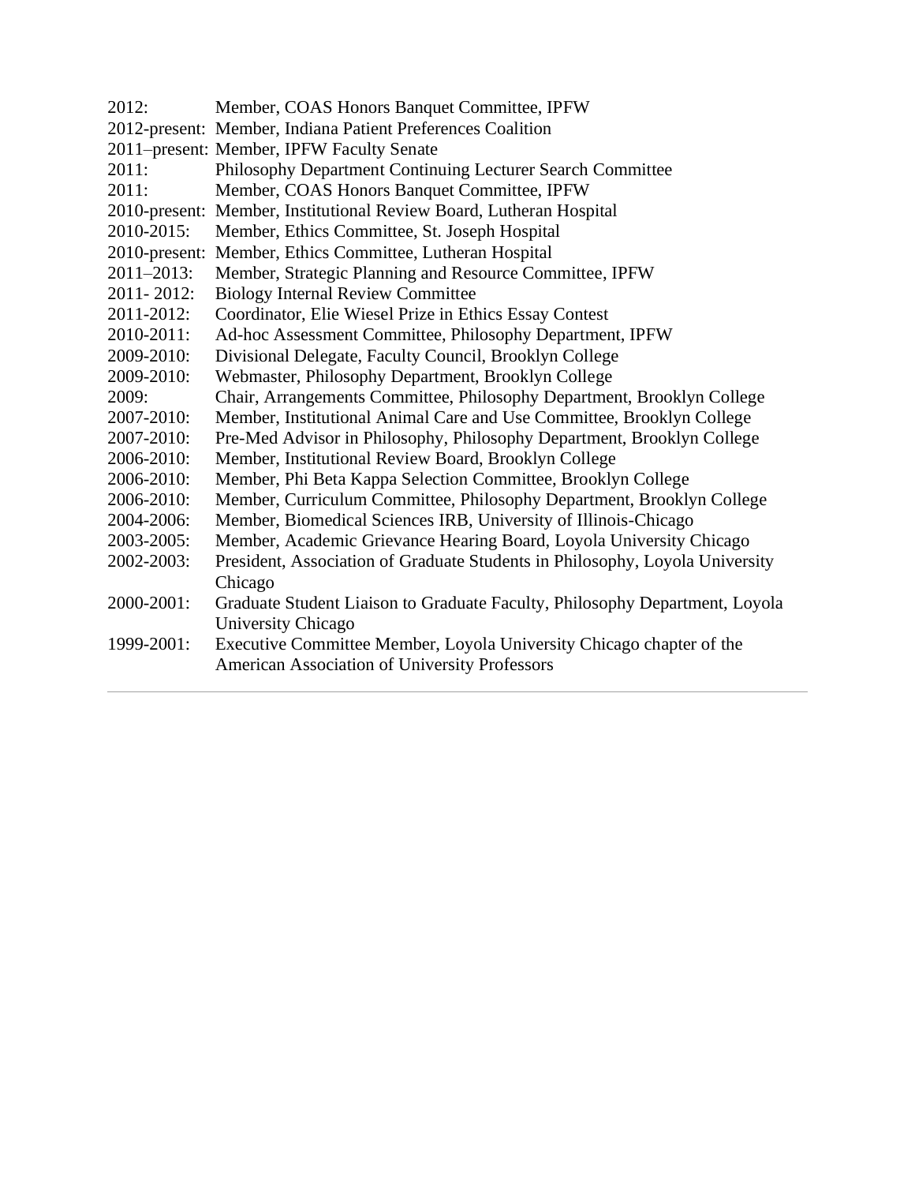2012: Member, COAS Honors Banquet Committee, IPFW
2012-present: Member, Indiana Patient Preferences Coalition
2011–present: Member, IPFW Faculty Senate
2011: Philosophy Department Continuing Lecturer Search Committee
2011: Member, COAS Honors Banquet Committee, IPFW
2010-present: Member, Institutional Review Board, Lutheran Hospital
2010-2015: Member, Ethics Committee, St. Joseph Hospital
2010-present: Member, Ethics Committee, Lutheran Hospital
2011–2013: Member, Strategic Planning and Resource Committee, IPFW
2011- 2012: Biology Internal Review Committee
2011-2012: Coordinator, Elie Wiesel Prize in Ethics Essay Contest
2010-2011: Ad-hoc Assessment Committee, Philosophy Department, IPFW
2009-2010: Divisional Delegate, Faculty Council, Brooklyn College
2009-2010: Webmaster, Philosophy Department, Brooklyn College
2009: Chair, Arrangements Committee, Philosophy Department, Brooklyn College
2007-2010: Member, Institutional Animal Care and Use Committee, Brooklyn College
2007-2010: Pre-Med Advisor in Philosophy, Philosophy Department, Brooklyn College
2006-2010: Member, Institutional Review Board, Brooklyn College
2006-2010: Member, Phi Beta Kappa Selection Committee, Brooklyn College
2006-2010: Member, Curriculum Committee, Philosophy Department, Brooklyn College
2004-2006: Member, Biomedical Sciences IRB, University of Illinois-Chicago
2003-2005: Member, Academic Grievance Hearing Board, Loyola University Chicago
2002-2003: President, Association of Graduate Students in Philosophy, Loyola University Chicago
2000-2001: Graduate Student Liaison to Graduate Faculty, Philosophy Department, Loyola University Chicago
1999-2001: Executive Committee Member, Loyola University Chicago chapter of the American Association of University Professors